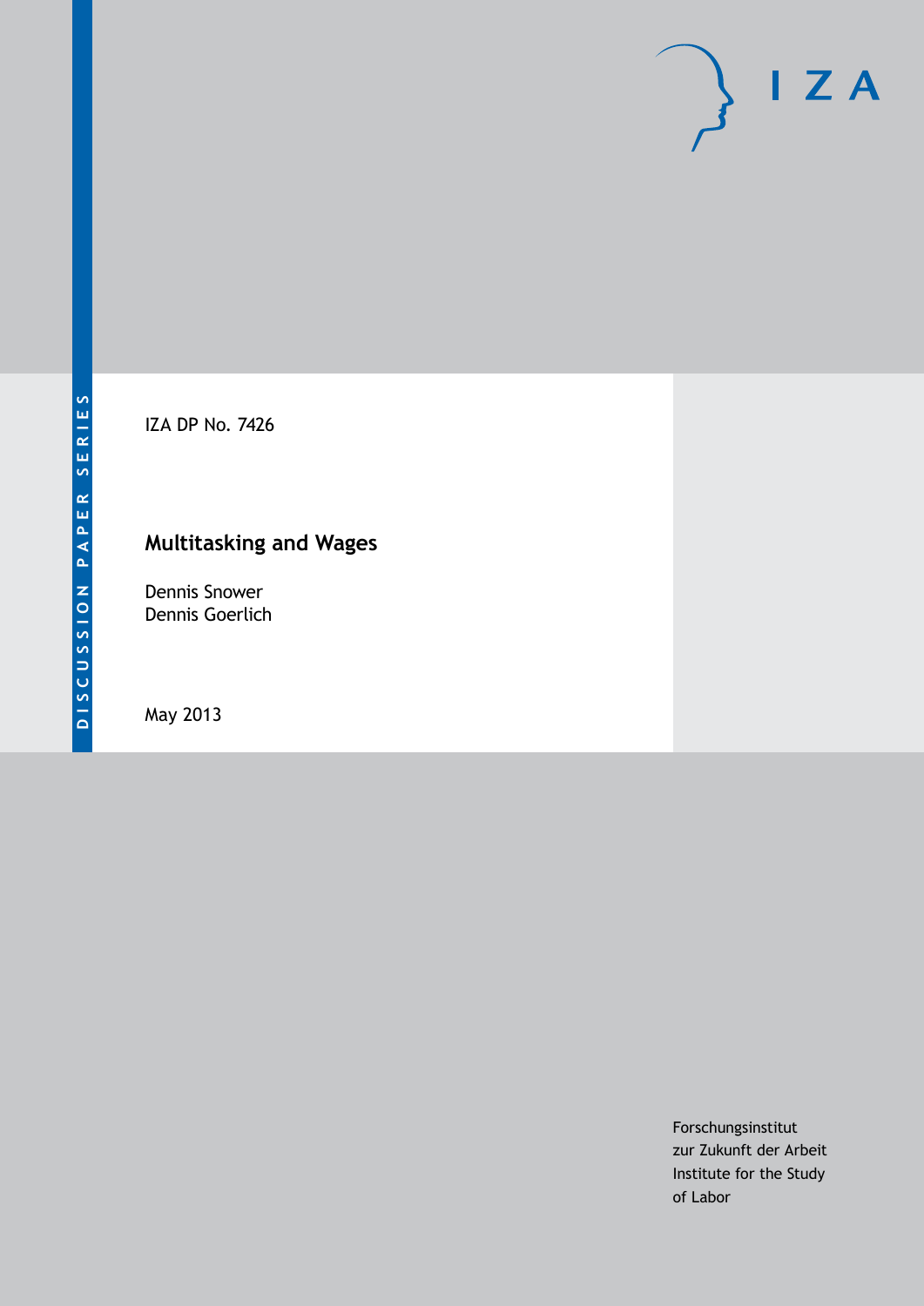DISCUSSION PAPER SERIES

IZA

IZA DP No. 7426

# Multitasking and Wages

Dennis Snower
Dennis Goerlich

May 2013

Forschungsinstitut
zur Zukunft der Arbeit
Institute for the Study
of Labor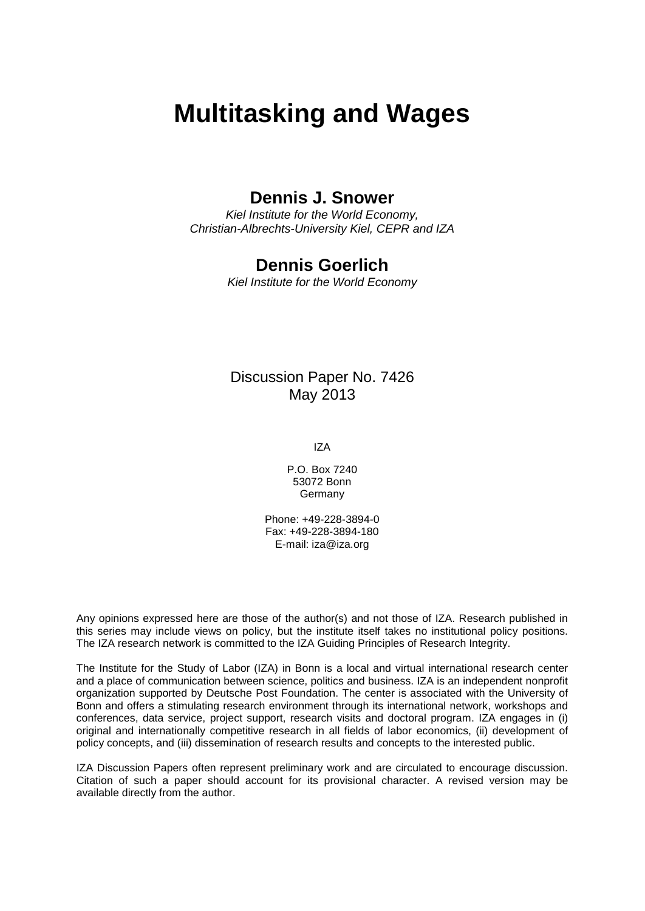# Multitasking and Wages

## Dennis J. Snower

*Kiel Institute for the World Economy, Christian-Albrechts-University Kiel, CEPR and IZA*

## Dennis Goerlich

*Kiel Institute for the World Economy*

Discussion Paper No. 7426
May 2013

IZA

P.O. Box 7240
53072 Bonn
Germany

Phone: +49-228-3894-0
Fax: +49-228-3894-180
E-mail: iza@iza.org

Any opinions expressed here are those of the author(s) and not those of IZA. Research published in this series may include views on policy, but the institute itself takes no institutional policy positions. The IZA research network is committed to the IZA Guiding Principles of Research Integrity.

The Institute for the Study of Labor (IZA) in Bonn is a local and virtual international research center and a place of communication between science, politics and business. IZA is an independent nonprofit organization supported by Deutsche Post Foundation. The center is associated with the University of Bonn and offers a stimulating research environment through its international network, workshops and conferences, data service, project support, research visits and doctoral program. IZA engages in (i) original and internationally competitive research in all fields of labor economics, (ii) development of policy concepts, and (iii) dissemination of research results and concepts to the interested public.

IZA Discussion Papers often represent preliminary work and are circulated to encourage discussion. Citation of such a paper should account for its provisional character. A revised version may be available directly from the author.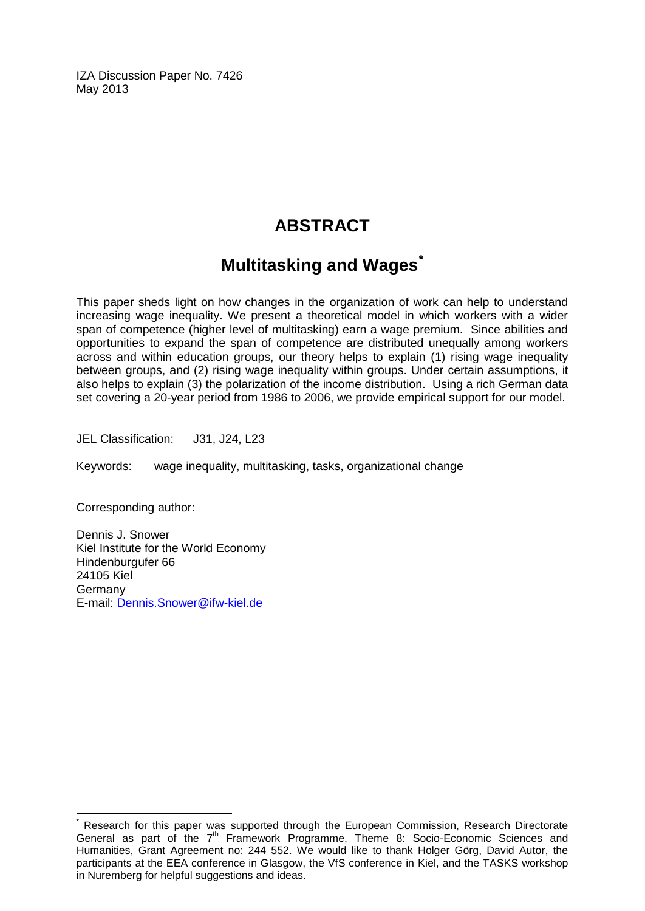IZA Discussion Paper No. 7426
May 2013

# ABSTRACT

## Multitasking and Wages*

This paper sheds light on how changes in the organization of work can help to understand increasing wage inequality. We present a theoretical model in which workers with a wider span of competence (higher level of multitasking) earn a wage premium. Since abilities and opportunities to expand the span of competence are distributed unequally among workers across and within education groups, our theory helps to explain (1) rising wage inequality between groups, and (2) rising wage inequality within groups. Under certain assumptions, it also helps to explain (3) the polarization of the income distribution. Using a rich German data set covering a 20-year period from 1986 to 2006, we provide empirical support for our model.

JEL Classification: J31, J24, L23

Keywords: wage inequality, multitasking, tasks, organizational change

Corresponding author:

Dennis J. Snower
Kiel Institute for the World Economy
Hindenburgufer 66
24105 Kiel
Germany
E-mail: Dennis.Snower@ifw-kiel.de

---

* Research for this paper was supported through the European Commission, Research Directorate General as part of the 7th Framework Programme, Theme 8: Socio-Economic Sciences and Humanities, Grant Agreement no: 244 552. We would like to thank Holger Görg, David Autor, the participants at the EEA conference in Glasgow, the VfS conference in Kiel, and the TASKS workshop in Nuremberg for helpful suggestions and ideas.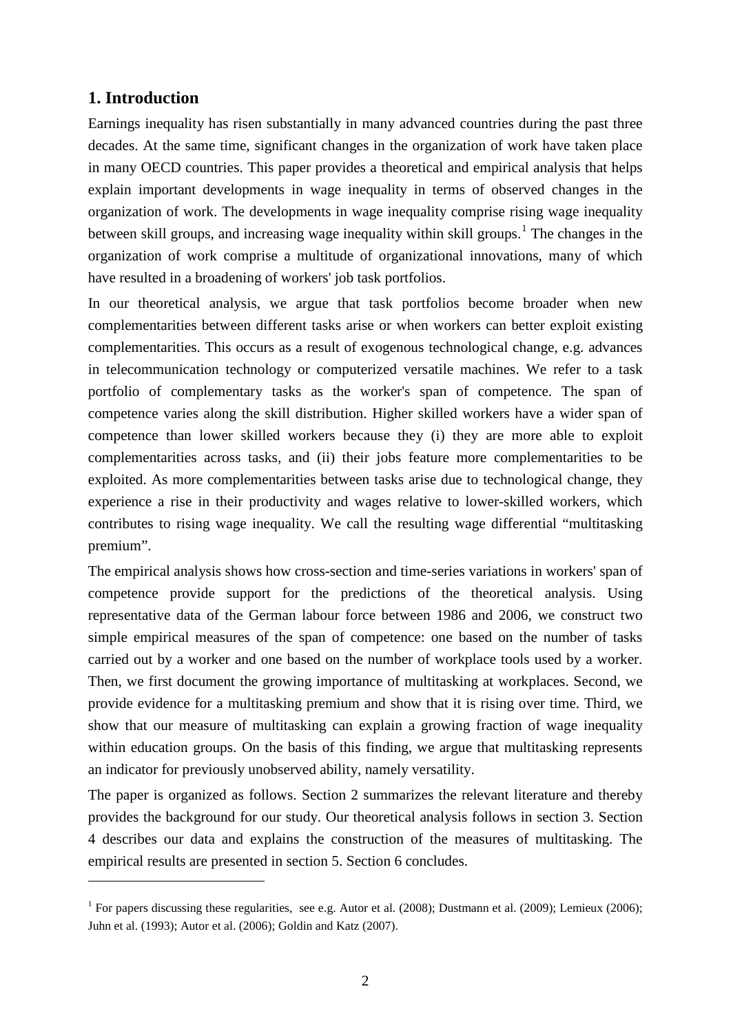## 1. Introduction

Earnings inequality has risen substantially in many advanced countries during the past three decades. At the same time, significant changes in the organization of work have taken place in many OECD countries. This paper provides a theoretical and empirical analysis that helps explain important developments in wage inequality in terms of observed changes in the organization of work. The developments in wage inequality comprise rising wage inequality between skill groups, and increasing wage inequality within skill groups.[1] The changes in the organization of work comprise a multitude of organizational innovations, many of which have resulted in a broadening of workers' job task portfolios.

In our theoretical analysis, we argue that task portfolios become broader when new complementarities between different tasks arise or when workers can better exploit existing complementarities. This occurs as a result of exogenous technological change, e.g. advances in telecommunication technology or computerized versatile machines. We refer to a task portfolio of complementary tasks as the worker's span of competence. The span of competence varies along the skill distribution. Higher skilled workers have a wider span of competence than lower skilled workers because they (i) they are more able to exploit complementarities across tasks, and (ii) their jobs feature more complementarities to be exploited. As more complementarities between tasks arise due to technological change, they experience a rise in their productivity and wages relative to lower-skilled workers, which contributes to rising wage inequality. We call the resulting wage differential “multitasking premium”.

The empirical analysis shows how cross-section and time-series variations in workers' span of competence provide support for the predictions of the theoretical analysis. Using representative data of the German labour force between 1986 and 2006, we construct two simple empirical measures of the span of competence: one based on the number of tasks carried out by a worker and one based on the number of workplace tools used by a worker. Then, we first document the growing importance of multitasking at workplaces. Second, we provide evidence for a multitasking premium and show that it is rising over time. Third, we show that our measure of multitasking can explain a growing fraction of wage inequality within education groups. On the basis of this finding, we argue that multitasking represents an indicator for previously unobserved ability, namely versatility.

The paper is organized as follows. Section 2 summarizes the relevant literature and thereby provides the background for our study. Our theoretical analysis follows in section 3. Section 4 describes our data and explains the construction of the measures of multitasking. The empirical results are presented in section 5. Section 6 concludes.

---

[1] For papers discussing these regularities, see e.g. Autor et al. (2008); Dustmann et al. (2009); Lemieux (2006); Juhn et al. (1993); Autor et al. (2006); Goldin and Katz (2007).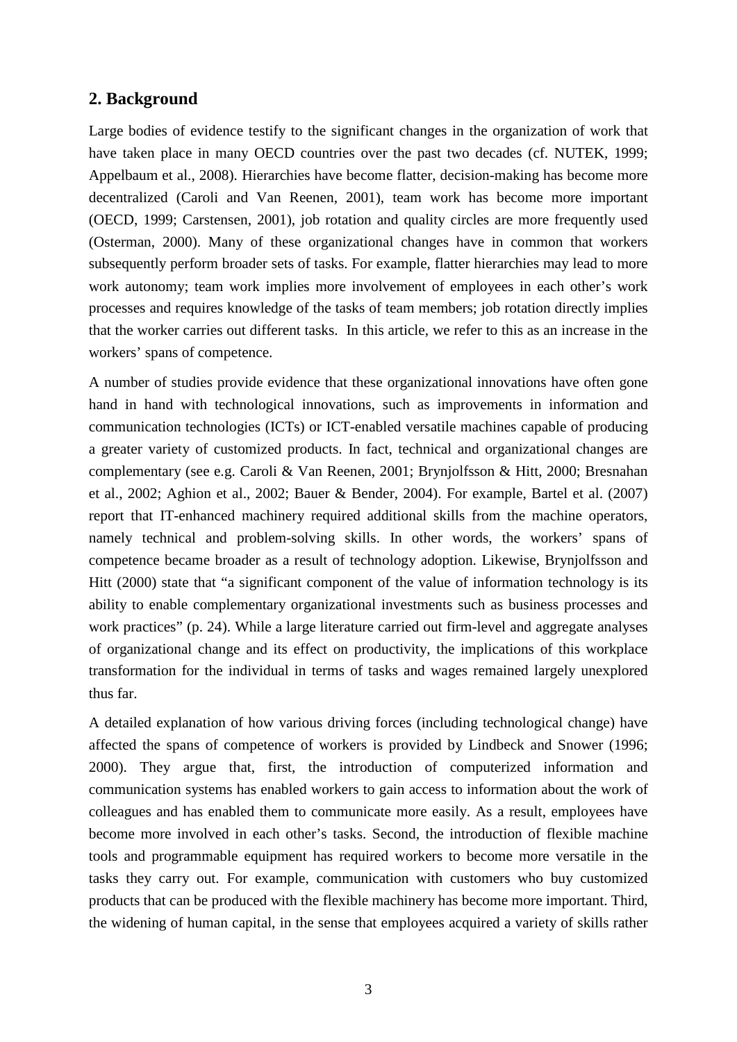## 2. Background

Large bodies of evidence testify to the significant changes in the organization of work that have taken place in many OECD countries over the past two decades (cf. NUTEK, 1999; Appelbaum et al., 2008). Hierarchies have become flatter, decision-making has become more decentralized (Caroli and Van Reenen, 2001), team work has become more important (OECD, 1999; Carstensen, 2001), job rotation and quality circles are more frequently used (Osterman, 2000). Many of these organizational changes have in common that workers subsequently perform broader sets of tasks. For example, flatter hierarchies may lead to more work autonomy; team work implies more involvement of employees in each other's work processes and requires knowledge of the tasks of team members; job rotation directly implies that the worker carries out different tasks. In this article, we refer to this as an increase in the workers' spans of competence.

A number of studies provide evidence that these organizational innovations have often gone hand in hand with technological innovations, such as improvements in information and communication technologies (ICTs) or ICT-enabled versatile machines capable of producing a greater variety of customized products. In fact, technical and organizational changes are complementary (see e.g. Caroli & Van Reenen, 2001; Brynjolfsson & Hitt, 2000; Bresnahan et al., 2002; Aghion et al., 2002; Bauer & Bender, 2004). For example, Bartel et al. (2007) report that IT-enhanced machinery required additional skills from the machine operators, namely technical and problem-solving skills. In other words, the workers' spans of competence became broader as a result of technology adoption. Likewise, Brynjolfsson and Hitt (2000) state that "a significant component of the value of information technology is its ability to enable complementary organizational investments such as business processes and work practices" (p. 24). While a large literature carried out firm-level and aggregate analyses of organizational change and its effect on productivity, the implications of this workplace transformation for the individual in terms of tasks and wages remained largely unexplored thus far.

A detailed explanation of how various driving forces (including technological change) have affected the spans of competence of workers is provided by Lindbeck and Snower (1996; 2000). They argue that, first, the introduction of computerized information and communication systems has enabled workers to gain access to information about the work of colleagues and has enabled them to communicate more easily. As a result, employees have become more involved in each other's tasks. Second, the introduction of flexible machine tools and programmable equipment has required workers to become more versatile in the tasks they carry out. For example, communication with customers who buy customized products that can be produced with the flexible machinery has become more important. Third, the widening of human capital, in the sense that employees acquired a variety of skills rather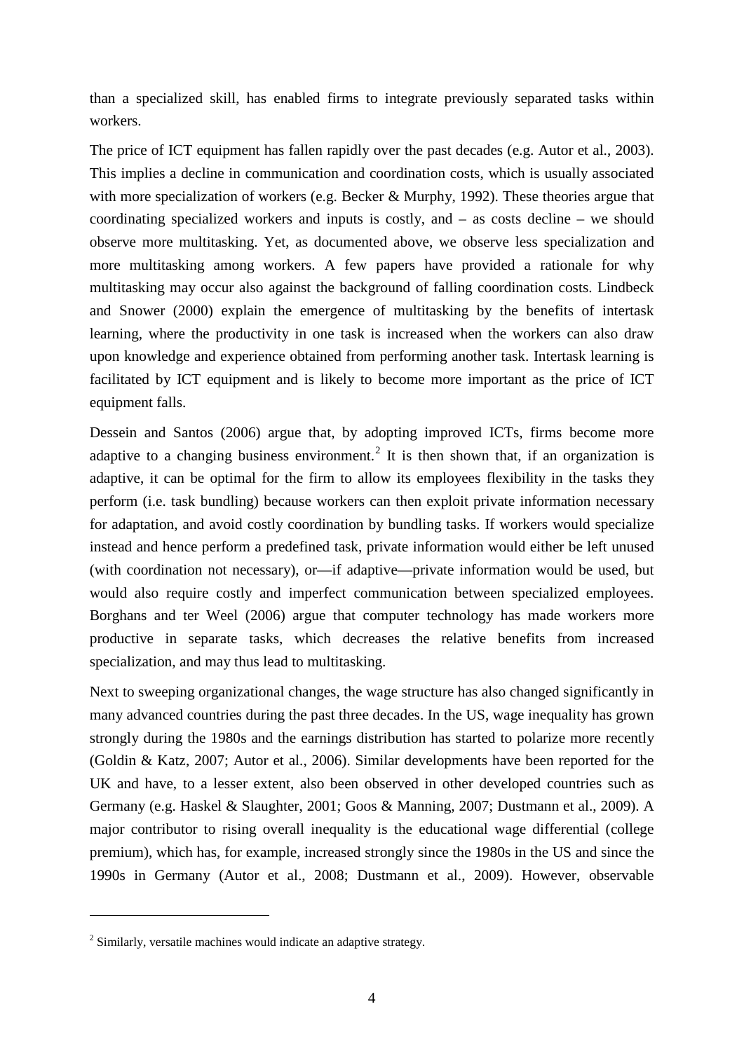than a specialized skill, has enabled firms to integrate previously separated tasks within workers.

The price of ICT equipment has fallen rapidly over the past decades (e.g. Autor et al., 2003). This implies a decline in communication and coordination costs, which is usually associated with more specialization of workers (e.g. Becker & Murphy, 1992). These theories argue that coordinating specialized workers and inputs is costly, and – as costs decline – we should observe more multitasking. Yet, as documented above, we observe less specialization and more multitasking among workers. A few papers have provided a rationale for why multitasking may occur also against the background of falling coordination costs. Lindbeck and Snower (2000) explain the emergence of multitasking by the benefits of intertask learning, where the productivity in one task is increased when the workers can also draw upon knowledge and experience obtained from performing another task. Intertask learning is facilitated by ICT equipment and is likely to become more important as the price of ICT equipment falls.

Dessein and Santos (2006) argue that, by adopting improved ICTs, firms become more adaptive to a changing business environment.[2] It is then shown that, if an organization is adaptive, it can be optimal for the firm to allow its employees flexibility in the tasks they perform (i.e. task bundling) because workers can then exploit private information necessary for adaptation, and avoid costly coordination by bundling tasks. If workers would specialize instead and hence perform a predefined task, private information would either be left unused (with coordination not necessary), or—if adaptive—private information would be used, but would also require costly and imperfect communication between specialized employees. Borghans and ter Weel (2006) argue that computer technology has made workers more productive in separate tasks, which decreases the relative benefits from increased specialization, and may thus lead to multitasking.

Next to sweeping organizational changes, the wage structure has also changed significantly in many advanced countries during the past three decades. In the US, wage inequality has grown strongly during the 1980s and the earnings distribution has started to polarize more recently (Goldin & Katz, 2007; Autor et al., 2006). Similar developments have been reported for the UK and have, to a lesser extent, also been observed in other developed countries such as Germany (e.g. Haskel & Slaughter, 2001; Goos & Manning, 2007; Dustmann et al., 2009). A major contributor to rising overall inequality is the educational wage differential (college premium), which has, for example, increased strongly since the 1980s in the US and since the 1990s in Germany (Autor et al., 2008; Dustmann et al., 2009). However, observable

[2] Similarly, versatile machines would indicate an adaptive strategy.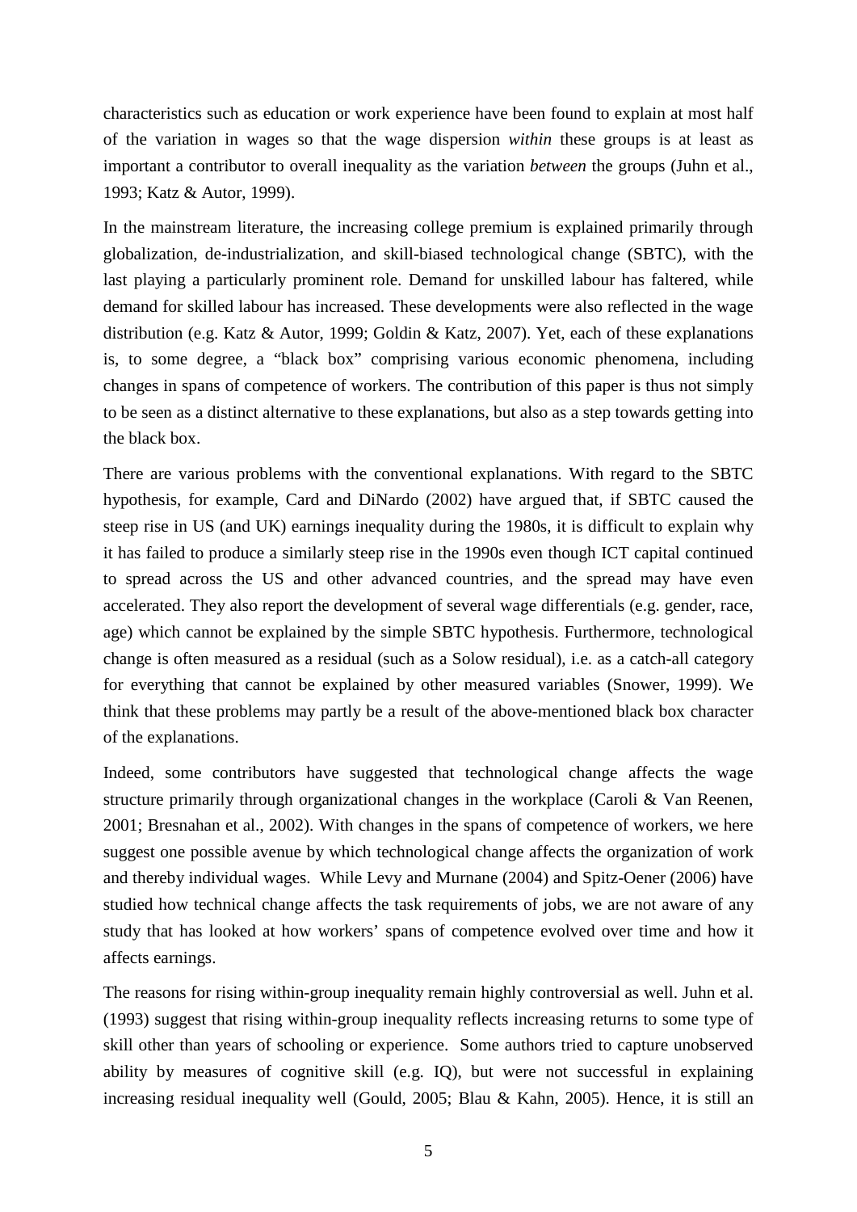characteristics such as education or work experience have been found to explain at most half of the variation in wages so that the wage dispersion *within* these groups is at least as important a contributor to overall inequality as the variation *between* the groups (Juhn et al., 1993; Katz & Autor, 1999).

In the mainstream literature, the increasing college premium is explained primarily through globalization, de-industrialization, and skill-biased technological change (SBTC), with the last playing a particularly prominent role. Demand for unskilled labour has faltered, while demand for skilled labour has increased. These developments were also reflected in the wage distribution (e.g. Katz & Autor, 1999; Goldin & Katz, 2007). Yet, each of these explanations is, to some degree, a "black box" comprising various economic phenomena, including changes in spans of competence of workers. The contribution of this paper is thus not simply to be seen as a distinct alternative to these explanations, but also as a step towards getting into the black box.

There are various problems with the conventional explanations. With regard to the SBTC hypothesis, for example, Card and DiNardo (2002) have argued that, if SBTC caused the steep rise in US (and UK) earnings inequality during the 1980s, it is difficult to explain why it has failed to produce a similarly steep rise in the 1990s even though ICT capital continued to spread across the US and other advanced countries, and the spread may have even accelerated. They also report the development of several wage differentials (e.g. gender, race, age) which cannot be explained by the simple SBTC hypothesis. Furthermore, technological change is often measured as a residual (such as a Solow residual), i.e. as a catch-all category for everything that cannot be explained by other measured variables (Snower, 1999). We think that these problems may partly be a result of the above-mentioned black box character of the explanations.

Indeed, some contributors have suggested that technological change affects the wage structure primarily through organizational changes in the workplace (Caroli & Van Reenen, 2001; Bresnahan et al., 2002). With changes in the spans of competence of workers, we here suggest one possible avenue by which technological change affects the organization of work and thereby individual wages. While Levy and Murnane (2004) and Spitz-Oener (2006) have studied how technical change affects the task requirements of jobs, we are not aware of any study that has looked at how workers' spans of competence evolved over time and how it affects earnings.

The reasons for rising within-group inequality remain highly controversial as well. Juhn et al. (1993) suggest that rising within-group inequality reflects increasing returns to some type of skill other than years of schooling or experience. Some authors tried to capture unobserved ability by measures of cognitive skill (e.g. IQ), but were not successful in explaining increasing residual inequality well (Gould, 2005; Blau & Kahn, 2005). Hence, it is still an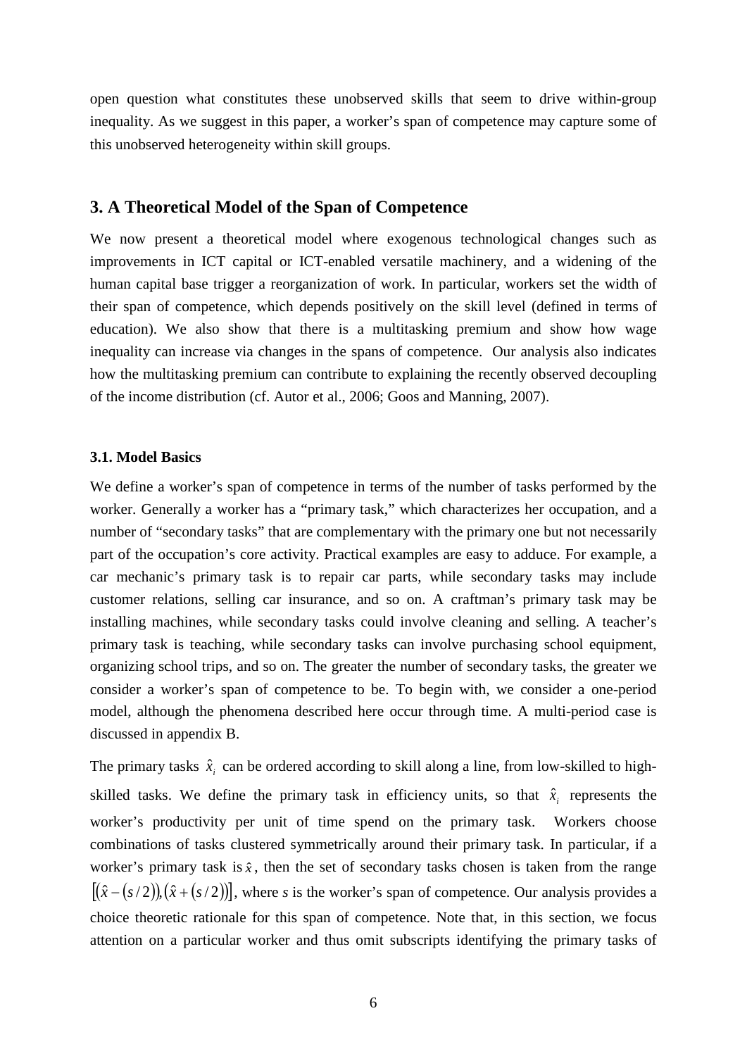open question what constitutes these unobserved skills that seem to drive within-group inequality. As we suggest in this paper, a worker's span of competence may capture some of this unobserved heterogeneity within skill groups.

## 3. A Theoretical Model of the Span of Competence

We now present a theoretical model where exogenous technological changes such as improvements in ICT capital or ICT-enabled versatile machinery, and a widening of the human capital base trigger a reorganization of work. In particular, workers set the width of their span of competence, which depends positively on the skill level (defined in terms of education). We also show that there is a multitasking premium and show how wage inequality can increase via changes in the spans of competence. Our analysis also indicates how the multitasking premium can contribute to explaining the recently observed decoupling of the income distribution (cf. Autor et al., 2006; Goos and Manning, 2007).

### 3.1. Model Basics

We define a worker's span of competence in terms of the number of tasks performed by the worker. Generally a worker has a "primary task," which characterizes her occupation, and a number of "secondary tasks" that are complementary with the primary one but not necessarily part of the occupation's core activity. Practical examples are easy to adduce. For example, a car mechanic's primary task is to repair car parts, while secondary tasks may include customer relations, selling car insurance, and so on. A craftman's primary task may be installing machines, while secondary tasks could involve cleaning and selling. A teacher's primary task is teaching, while secondary tasks can involve purchasing school equipment, organizing school trips, and so on. The greater the number of secondary tasks, the greater we consider a worker's span of competence to be. To begin with, we consider a one-period model, although the phenomena described here occur through time. A multi-period case is discussed in appendix B.

The primary tasks $\hat{x}_i$ can be ordered according to skill along a line, from low-skilled to high-skilled tasks. We define the primary task in efficiency units, so that $\hat{x}_i$ represents the worker's productivity per unit of time spend on the primary task. Workers choose combinations of tasks clustered symmetrically around their primary task. In particular, if a worker's primary task is $\hat{x}$, then the set of secondary tasks chosen is taken from the range $[(\hat{x}-(s/2)),(\hat{x}+(s/2))]$, where *s* is the worker's span of competence. Our analysis provides a choice theoretic rationale for this span of competence. Note that, in this section, we focus attention on a particular worker and thus omit subscripts identifying the primary tasks of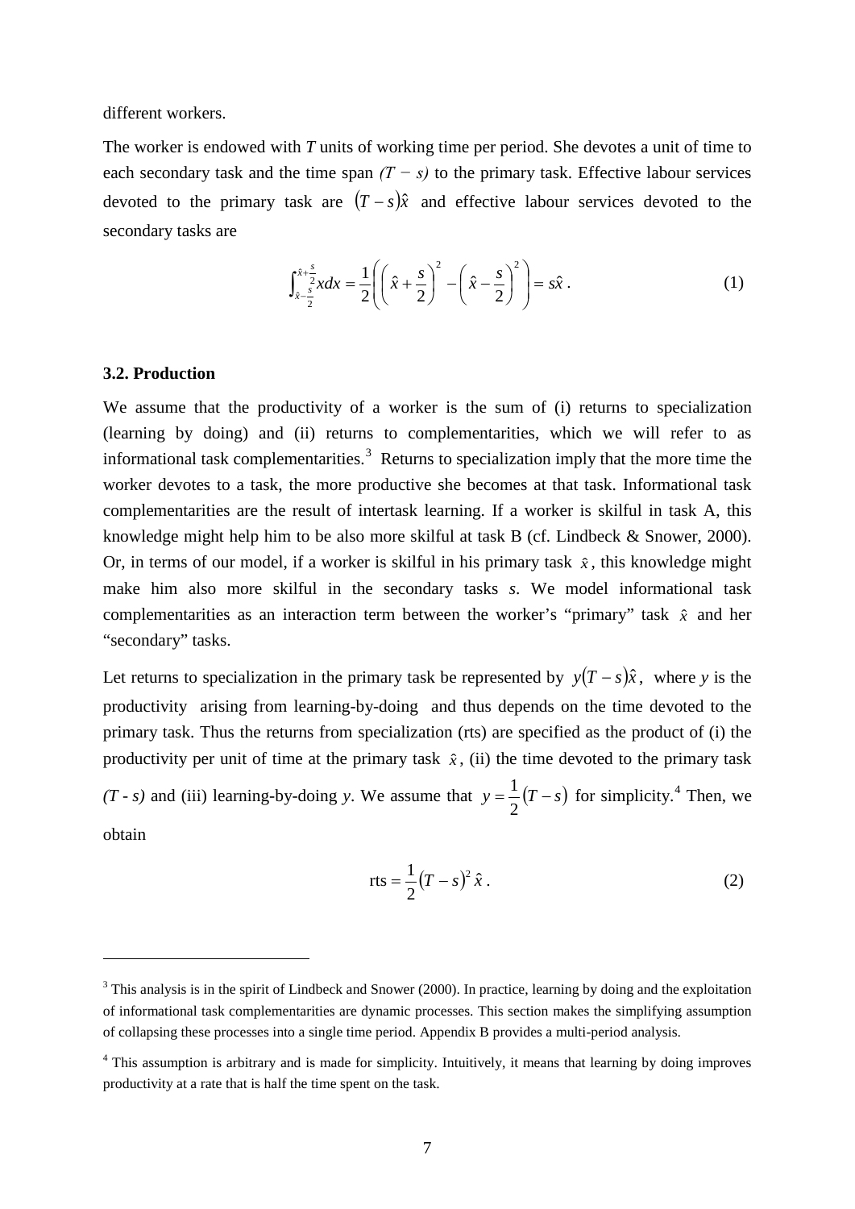different workers.

The worker is endowed with $T$ units of working time per period. She devotes a unit of time to each secondary task and the time span $(T - s)$ to the primary task. Effective labour services devoted to the primary task are $(T-s)\hat{x}$ and effective labour services devoted to the secondary tasks are

$$\int_{\hat{x}-\frac{s}{2}}^{\hat{x}+\frac{s}{2}} x dx = \frac{1}{2}\left(\left(\hat{x}+\frac{s}{2}\right)^2 - \left(\hat{x}-\frac{s}{2}\right)^2\right) = s\hat{x}. \tag{1}$$

### 3.2. Production

We assume that the productivity of a worker is the sum of (i) returns to specialization (learning by doing) and (ii) returns to complementarities, which we will refer to as informational task complementarities.[3] Returns to specialization imply that the more time the worker devotes to a task, the more productive she becomes at that task. Informational task complementarities are the result of intertask learning. If a worker is skilful in task A, this knowledge might help him to be also more skilful at task B (cf. Lindbeck & Snower, 2000). Or, in terms of our model, if a worker is skilful in his primary task $\hat{x}$, this knowledge might make him also more skilful in the secondary tasks $s$. We model informational task complementarities as an interaction term between the worker's "primary" task $\hat{x}$ and her "secondary" tasks.

Let returns to specialization in the primary task be represented by $y(T-s)\hat{x}$, where $y$ is the productivity arising from learning-by-doing and thus depends on the time devoted to the primary task. Thus the returns from specialization (rts) are specified as the product of (i) the productivity per unit of time at the primary task $\hat{x}$, (ii) the time devoted to the primary task $(T - s)$ and (iii) learning-by-doing $y$. We assume that $y = \frac{1}{2}(T-s)$ for simplicity.[4] Then, we obtain

$$\text{rts} = \frac{1}{2}(T-s)^2 \hat{x}. \tag{2}$$

---

[3] This analysis is in the spirit of Lindbeck and Snower (2000). In practice, learning by doing and the exploitation of informational task complementarities are dynamic processes. This section makes the simplifying assumption of collapsing these processes into a single time period. Appendix B provides a multi-period analysis.

[4] This assumption is arbitrary and is made for simplicity. Intuitively, it means that learning by doing improves productivity at a rate that is half the time spent on the task.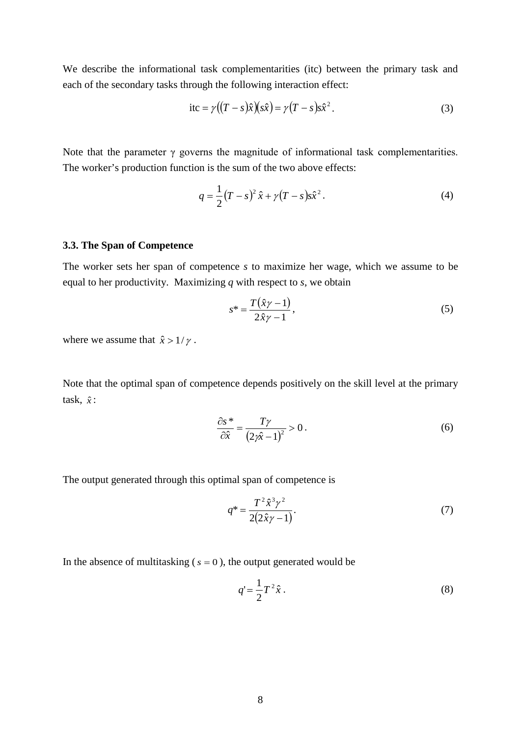We describe the informational task complementarities (itc) between the primary task and each of the secondary tasks through the following interaction effect:

$$\text{itc} = \gamma\left(\left(T-s\right)\hat{x}\right)\left(s\hat{x}\right) = \gamma\left(T-s\right)s\hat{x}^2 . \tag{3}$$

Note that the parameter γ governs the magnitude of informational task complementarities. The worker's production function is the sum of the two above effects:

$$q = \frac{1}{2}\left(T-s\right)^2 \hat{x} + \gamma\left(T-s\right)s\hat{x}^2 . \tag{4}$$

### 3.3. The Span of Competence

The worker sets her span of competence $s$ to maximize her wage, which we assume to be equal to her productivity. Maximizing $q$ with respect to $s$, we obtain

$$s^* = \frac{T\left(\hat{x}\gamma - 1\right)}{2\hat{x}\gamma - 1}, \tag{5}$$

where we assume that $\hat{x} > 1/\gamma$ .

Note that the optimal span of competence depends positively on the skill level at the primary task, $\hat{x}$:

$$\frac{\partial s^*}{\partial \hat{x}} = \frac{T\gamma}{\left(2\gamma\hat{x}-1\right)^2} > 0 . \tag{6}$$

The output generated through this optimal span of competence is

$$q^* = \frac{T^2\hat{x}^3\gamma^2}{2\left(2\hat{x}\gamma - 1\right)}. \tag{7}$$

In the absence of multitasking ( $s = 0$ ), the output generated would be

$$q' = \frac{1}{2}T^2\hat{x} . \tag{8}$$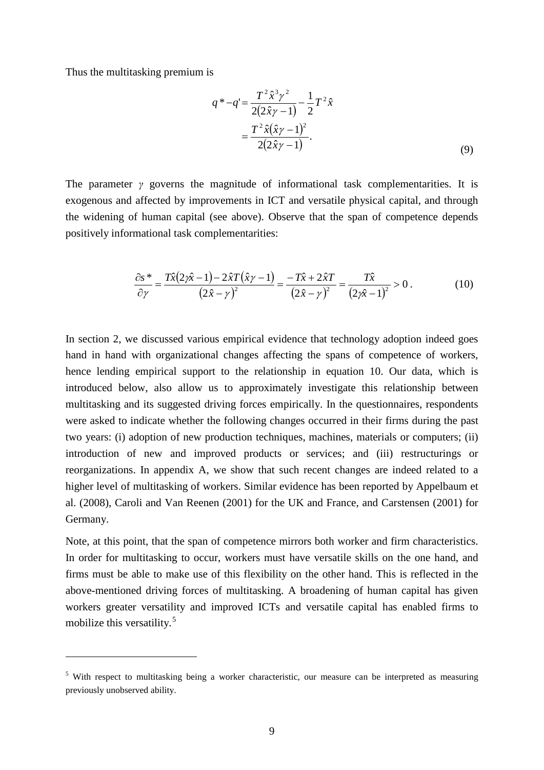Thus the multitasking premium is

$$
\begin{aligned}
q^* - q' &= \frac{T^2 \hat{x}^3 \gamma^2}{2(2\hat{x}\gamma - 1)} - \frac{1}{2} T^2 \hat{x} \\
&= \frac{T^2 \hat{x}(\hat{x}\gamma - 1)^2}{2(2\hat{x}\gamma - 1)}.
\end{aligned}
\tag{9}
$$

The parameter $\gamma$ governs the magnitude of informational task complementarities. It is exogenous and affected by improvements in ICT and versatile physical capital, and through the widening of human capital (see above). Observe that the span of competence depends positively informational task complementarities:

$$
\frac{\partial s^*}{\partial \gamma} = \frac{T\hat{x}(2\gamma\hat{x} - 1) - 2\hat{x}T(\hat{x}\gamma - 1)}{(2\hat{x} - \gamma)^2} = \frac{-T\hat{x} + 2\hat{x}T}{(2\hat{x} - \gamma)^2} = \frac{T\hat{x}}{(2\gamma\hat{x} - 1)^2} > 0\,. \tag{10}
$$

In section 2, we discussed various empirical evidence that technology adoption indeed goes hand in hand with organizational changes affecting the spans of competence of workers, hence lending empirical support to the relationship in equation 10. Our data, which is introduced below, also allow us to approximately investigate this relationship between multitasking and its suggested driving forces empirically. In the questionnaires, respondents were asked to indicate whether the following changes occurred in their firms during the past two years: (i) adoption of new production techniques, machines, materials or computers; (ii) introduction of new and improved products or services; and (iii) restructurings or reorganizations. In appendix A, we show that such recent changes are indeed related to a higher level of multitasking of workers. Similar evidence has been reported by Appelbaum et al. (2008), Caroli and Van Reenen (2001) for the UK and France, and Carstensen (2001) for Germany.

Note, at this point, that the span of competence mirrors both worker and firm characteristics. In order for multitasking to occur, workers must have versatile skills on the one hand, and firms must be able to make use of this flexibility on the other hand. This is reflected in the above-mentioned driving forces of multitasking. A broadening of human capital has given workers greater versatility and improved ICTs and versatile capital has enabled firms to mobilize this versatility.[5]

[5] With respect to multitasking being a worker characteristic, our measure can be interpreted as measuring previously unobserved ability.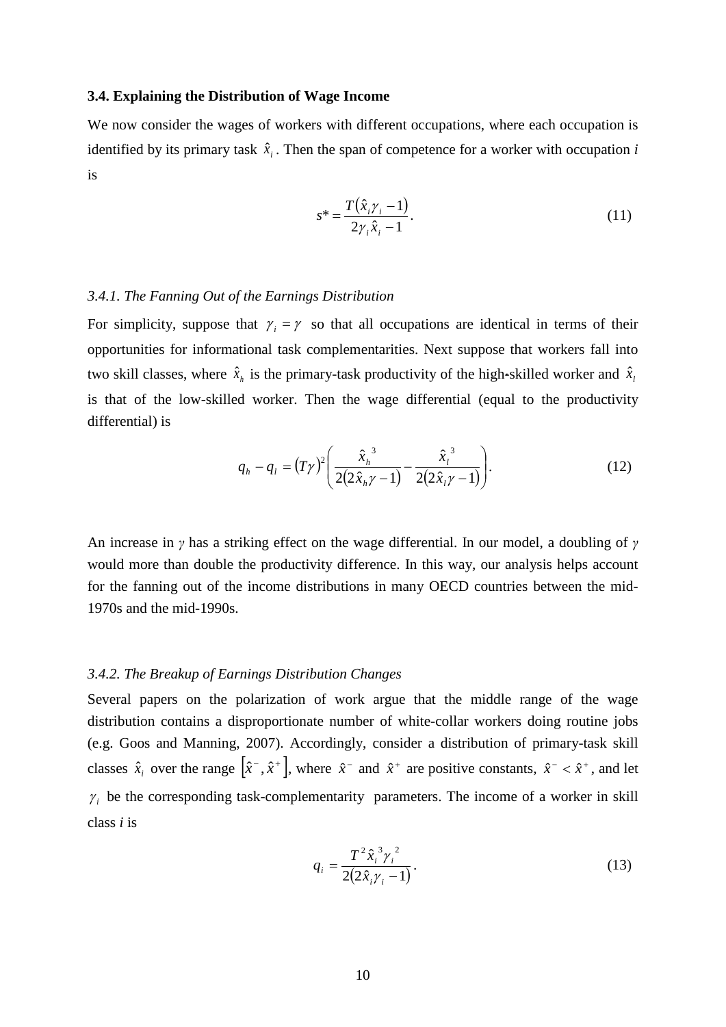### 3.4. Explaining the Distribution of Wage Income

We now consider the wages of workers with different occupations, where each occupation is identified by its primary task $\hat{x}_i$. Then the span of competence for a worker with occupation *i* is

$$s^* = \frac{T(\hat{x}_i \gamma_i - 1)}{2\gamma_i \hat{x}_i - 1}. \tag{11}$$

#### *3.4.1. The Fanning Out of the Earnings Distribution*

For simplicity, suppose that $\gamma_i = \gamma$ so that all occupations are identical in terms of their opportunities for informational task complementarities. Next suppose that workers fall into two skill classes, where $\hat{x}_h$ is the primary-task productivity of the high-skilled worker and $\hat{x}_l$ is that of the low-skilled worker. Then the wage differential (equal to the productivity differential) is

$$q_h - q_l = (T\gamma)^2 \left( \frac{\hat{x}_h^{\,3}}{2(2\hat{x}_h \gamma - 1)} - \frac{\hat{x}_l^{\,3}}{2(2\hat{x}_l \gamma - 1)} \right). \tag{12}$$

An increase in $\gamma$ has a striking effect on the wage differential. In our model, a doubling of $\gamma$ would more than double the productivity difference. In this way, our analysis helps account for the fanning out of the income distributions in many OECD countries between the mid-1970s and the mid-1990s.

#### *3.4.2. The Breakup of Earnings Distribution Changes*

Several papers on the polarization of work argue that the middle range of the wage distribution contains a disproportionate number of white-collar workers doing routine jobs (e.g. Goos and Manning, 2007). Accordingly, consider a distribution of primary-task skill classes $\hat{x}_i$ over the range $[\hat{x}^-, \hat{x}^+]$, where $\hat{x}^-$ and $\hat{x}^+$ are positive constants, $\hat{x}^- < \hat{x}^+$, and let $\gamma_i$ be the corresponding task-complementarity parameters. The income of a worker in skill class *i* is

$$q_i = \frac{T^2 \hat{x}_i^{\,3} \gamma_i^{\,2}}{2(2\hat{x}_i \gamma_i - 1)}. \tag{13}$$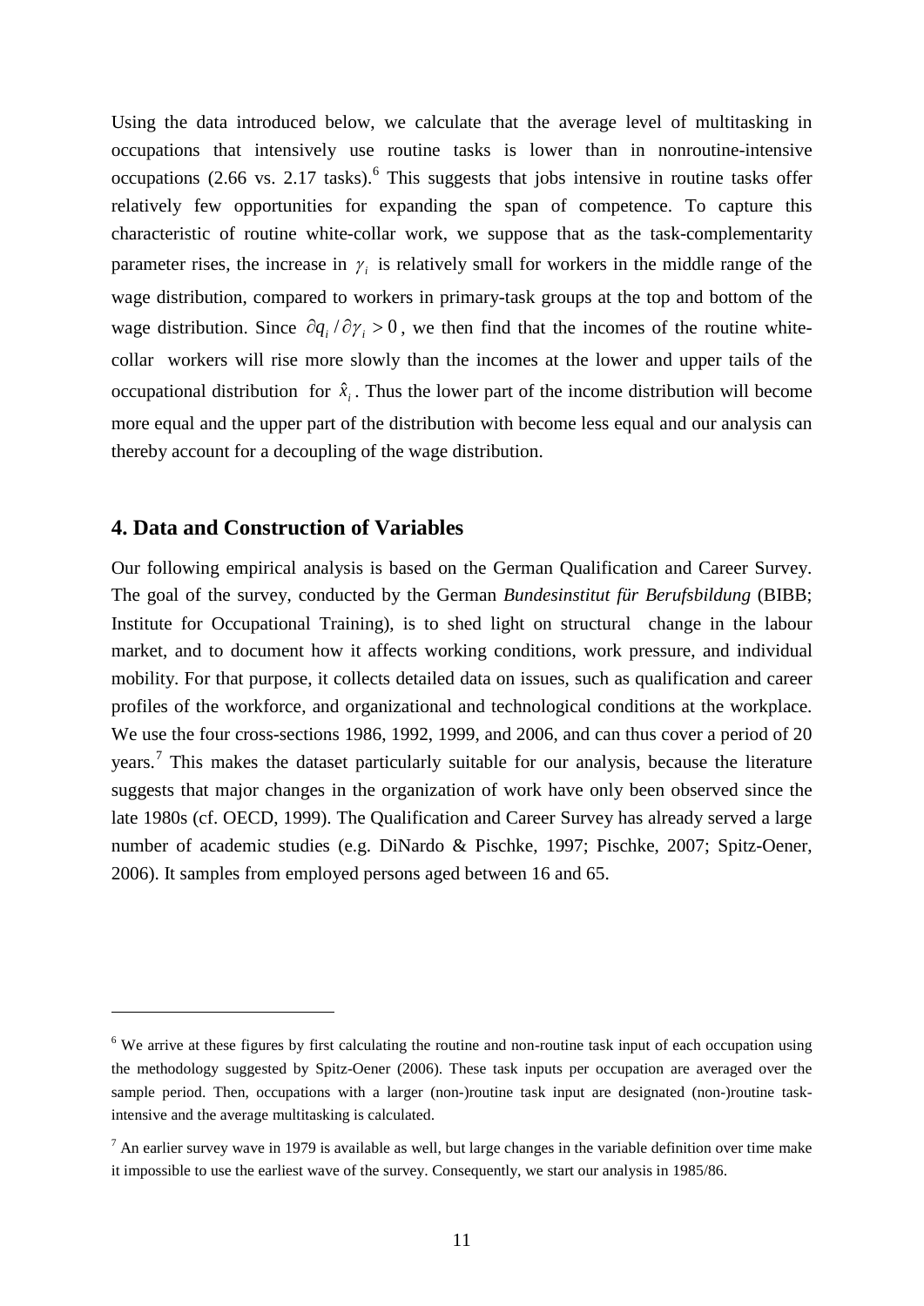Using the data introduced below, we calculate that the average level of multitasking in occupations that intensively use routine tasks is lower than in nonroutine-intensive occupations (2.66 vs. 2.17 tasks).[6] This suggests that jobs intensive in routine tasks offer relatively few opportunities for expanding the span of competence. To capture this characteristic of routine white-collar work, we suppose that as the task-complementarity parameter rises, the increase in $\gamma_i$ is relatively small for workers in the middle range of the wage distribution, compared to workers in primary-task groups at the top and bottom of the wage distribution. Since $\partial q_i / \partial \gamma_i > 0$, we then find that the incomes of the routine white-collar workers will rise more slowly than the incomes at the lower and upper tails of the occupational distribution for $\hat{x}_i$. Thus the lower part of the income distribution will become more equal and the upper part of the distribution with become less equal and our analysis can thereby account for a decoupling of the wage distribution.

## 4. Data and Construction of Variables

Our following empirical analysis is based on the German Qualification and Career Survey. The goal of the survey, conducted by the German *Bundesinstitut für Berufsbildung* (BIBB; Institute for Occupational Training), is to shed light on structural change in the labour market, and to document how it affects working conditions, work pressure, and individual mobility. For that purpose, it collects detailed data on issues, such as qualification and career profiles of the workforce, and organizational and technological conditions at the workplace. We use the four cross-sections 1986, 1992, 1999, and 2006, and can thus cover a period of 20 years.[7] This makes the dataset particularly suitable for our analysis, because the literature suggests that major changes in the organization of work have only been observed since the late 1980s (cf. OECD, 1999). The Qualification and Career Survey has already served a large number of academic studies (e.g. DiNardo & Pischke, 1997; Pischke, 2007; Spitz-Oener, 2006). It samples from employed persons aged between 16 and 65.

---

[6] We arrive at these figures by first calculating the routine and non-routine task input of each occupation using the methodology suggested by Spitz-Oener (2006). These task inputs per occupation are averaged over the sample period. Then, occupations with a larger (non-)routine task input are designated (non-)routine task-intensive and the average multitasking is calculated.

[7] An earlier survey wave in 1979 is available as well, but large changes in the variable definition over time make it impossible to use the earliest wave of the survey. Consequently, we start our analysis in 1985/86.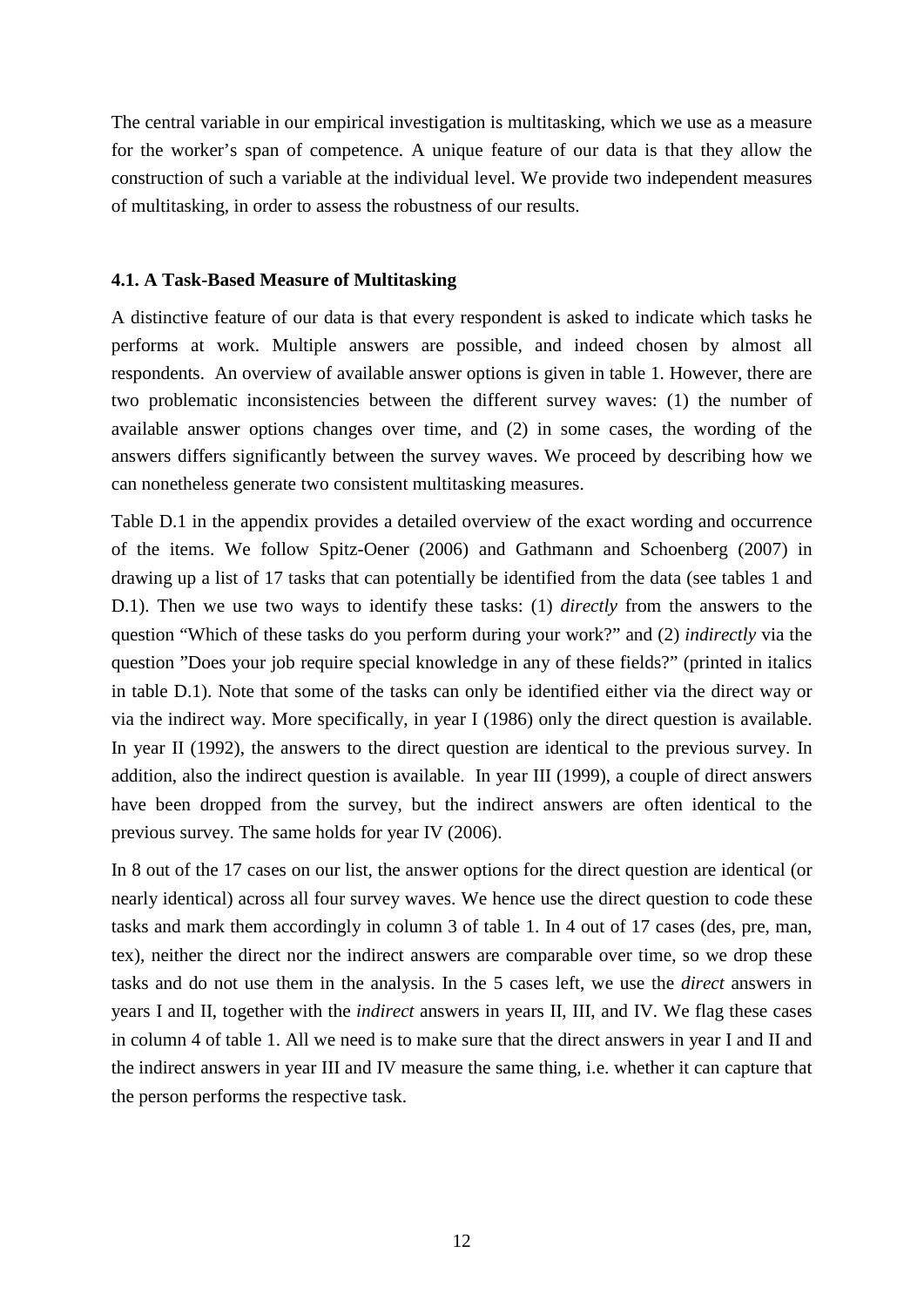The central variable in our empirical investigation is multitasking, which we use as a measure for the worker's span of competence. A unique feature of our data is that they allow the construction of such a variable at the individual level. We provide two independent measures of multitasking, in order to assess the robustness of our results.

### 4.1. A Task-Based Measure of Multitasking

A distinctive feature of our data is that every respondent is asked to indicate which tasks he performs at work. Multiple answers are possible, and indeed chosen by almost all respondents. An overview of available answer options is given in table 1. However, there are two problematic inconsistencies between the different survey waves: (1) the number of available answer options changes over time, and (2) in some cases, the wording of the answers differs significantly between the survey waves. We proceed by describing how we can nonetheless generate two consistent multitasking measures.

Table D.1 in the appendix provides a detailed overview of the exact wording and occurrence of the items. We follow Spitz-Oener (2006) and Gathmann and Schoenberg (2007) in drawing up a list of 17 tasks that can potentially be identified from the data (see tables 1 and D.1). Then we use two ways to identify these tasks: (1) *directly* from the answers to the question "Which of these tasks do you perform during your work?" and (2) *indirectly* via the question "Does your job require special knowledge in any of these fields?" (printed in italics in table D.1). Note that some of the tasks can only be identified either via the direct way or via the indirect way. More specifically, in year I (1986) only the direct question is available. In year II (1992), the answers to the direct question are identical to the previous survey. In addition, also the indirect question is available. In year III (1999), a couple of direct answers have been dropped from the survey, but the indirect answers are often identical to the previous survey. The same holds for year IV (2006).

In 8 out of the 17 cases on our list, the answer options for the direct question are identical (or nearly identical) across all four survey waves. We hence use the direct question to code these tasks and mark them accordingly in column 3 of table 1. In 4 out of 17 cases (des, pre, man, tex), neither the direct nor the indirect answers are comparable over time, so we drop these tasks and do not use them in the analysis. In the 5 cases left, we use the *direct* answers in years I and II, together with the *indirect* answers in years II, III, and IV. We flag these cases in column 4 of table 1. All we need is to make sure that the direct answers in year I and II and the indirect answers in year III and IV measure the same thing, i.e. whether it can capture that the person performs the respective task.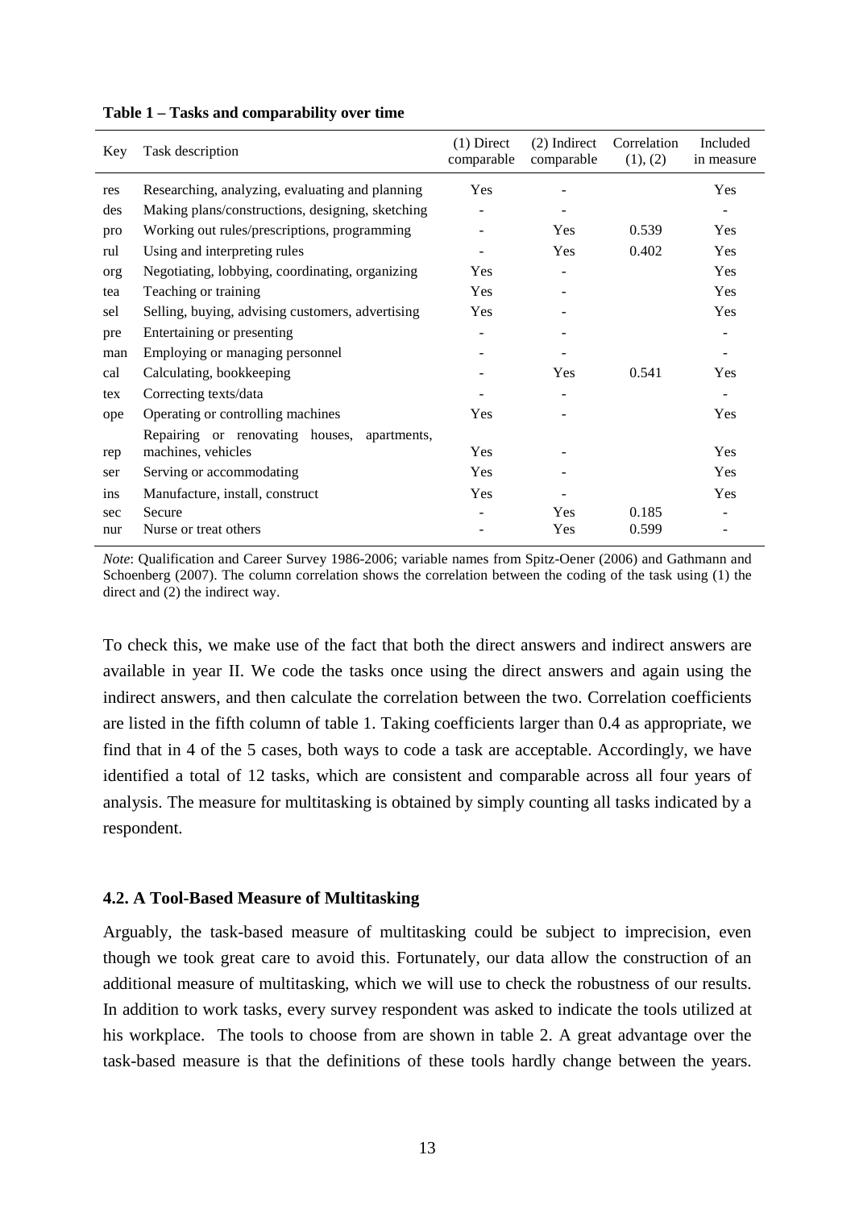**Table 1 – Tasks and comparability over time**

| Key | Task description | (1) Direct comparable | (2) Indirect comparable | Correlation (1), (2) | Included in measure |
|---|---|---|---|---|---|
| res | Researching, analyzing, evaluating and planning | Yes | - | | Yes |
| des | Making plans/constructions, designing, sketching | - | - | | - |
| pro | Working out rules/prescriptions, programming | - | Yes | 0.539 | Yes |
| rul | Using and interpreting rules | - | Yes | 0.402 | Yes |
| org | Negotiating, lobbying, coordinating, organizing | Yes | - | | Yes |
| tea | Teaching or training | Yes | - | | Yes |
| sel | Selling, buying, advising customers, advertising | Yes | - | | Yes |
| pre | Entertaining or presenting | - | - | | - |
| man | Employing or managing personnel | - | - | | - |
| cal | Calculating, bookkeeping | - | Yes | 0.541 | Yes |
| tex | Correcting texts/data | - | - | | - |
| ope | Operating or controlling machines | Yes | - | | Yes |
| rep | Repairing or renovating houses, apartments, machines, vehicles | Yes | - | | Yes |
| ser | Serving or accommodating | Yes | - | | Yes |
| ins | Manufacture, install, construct | Yes | - | | Yes |
| sec | Secure | - | Yes | 0.185 | - |
| nur | Nurse or treat others | - | Yes | 0.599 | - |

*Note*: Qualification and Career Survey 1986-2006; variable names from Spitz-Oener (2006) and Gathmann and Schoenberg (2007). The column correlation shows the correlation between the coding of the task using (1) the direct and (2) the indirect way.

To check this, we make use of the fact that both the direct answers and indirect answers are available in year II. We code the tasks once using the direct answers and again using the indirect answers, and then calculate the correlation between the two. Correlation coefficients are listed in the fifth column of table 1. Taking coefficients larger than 0.4 as appropriate, we find that in 4 of the 5 cases, both ways to code a task are acceptable. Accordingly, we have identified a total of 12 tasks, which are consistent and comparable across all four years of analysis. The measure for multitasking is obtained by simply counting all tasks indicated by a respondent.

### 4.2. A Tool-Based Measure of Multitasking

Arguably, the task-based measure of multitasking could be subject to imprecision, even though we took great care to avoid this. Fortunately, our data allow the construction of an additional measure of multitasking, which we will use to check the robustness of our results. In addition to work tasks, every survey respondent was asked to indicate the tools utilized at his workplace. The tools to choose from are shown in table 2. A great advantage over the task-based measure is that the definitions of these tools hardly change between the years.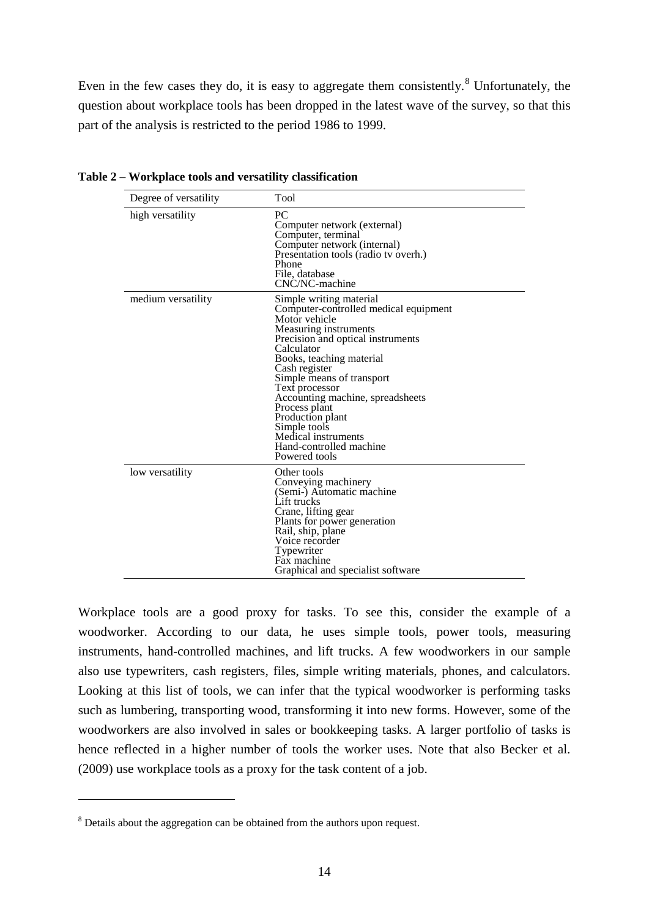Even in the few cases they do, it is easy to aggregate them consistently.[8] Unfortunately, the question about workplace tools has been dropped in the latest wave of the survey, so that this part of the analysis is restricted to the period 1986 to 1999.

**Table 2 – Workplace tools and versatility classification**

| Degree of versatility | Tool |
|---|---|
| high versatility | PC<br>Computer network (external)<br>Computer, terminal<br>Computer network (internal)<br>Presentation tools (radio tv overh.)<br>Phone<br>File, database<br>CNC/NC-machine |
| medium versatility | Simple writing material<br>Computer-controlled medical equipment<br>Motor vehicle<br>Measuring instruments<br>Precision and optical instruments<br>Calculator<br>Books, teaching material<br>Cash register<br>Simple means of transport<br>Text processor<br>Accounting machine, spreadsheets<br>Process plant<br>Production plant<br>Simple tools<br>Medical instruments<br>Hand-controlled machine<br>Powered tools |
| low versatility | Other tools<br>Conveying machinery<br>(Semi-) Automatic machine<br>Lift trucks<br>Crane, lifting gear<br>Plants for power generation<br>Rail, ship, plane<br>Voice recorder<br>Typewriter<br>Fax machine<br>Graphical and specialist software |

Workplace tools are a good proxy for tasks. To see this, consider the example of a woodworker. According to our data, he uses simple tools, power tools, measuring instruments, hand-controlled machines, and lift trucks. A few woodworkers in our sample also use typewriters, cash registers, files, simple writing materials, phones, and calculators. Looking at this list of tools, we can infer that the typical woodworker is performing tasks such as lumbering, transporting wood, transforming it into new forms. However, some of the woodworkers are also involved in sales or bookkeeping tasks. A larger portfolio of tasks is hence reflected in a higher number of tools the worker uses. Note that also Becker et al. (2009) use workplace tools as a proxy for the task content of a job.

[8] Details about the aggregation can be obtained from the authors upon request.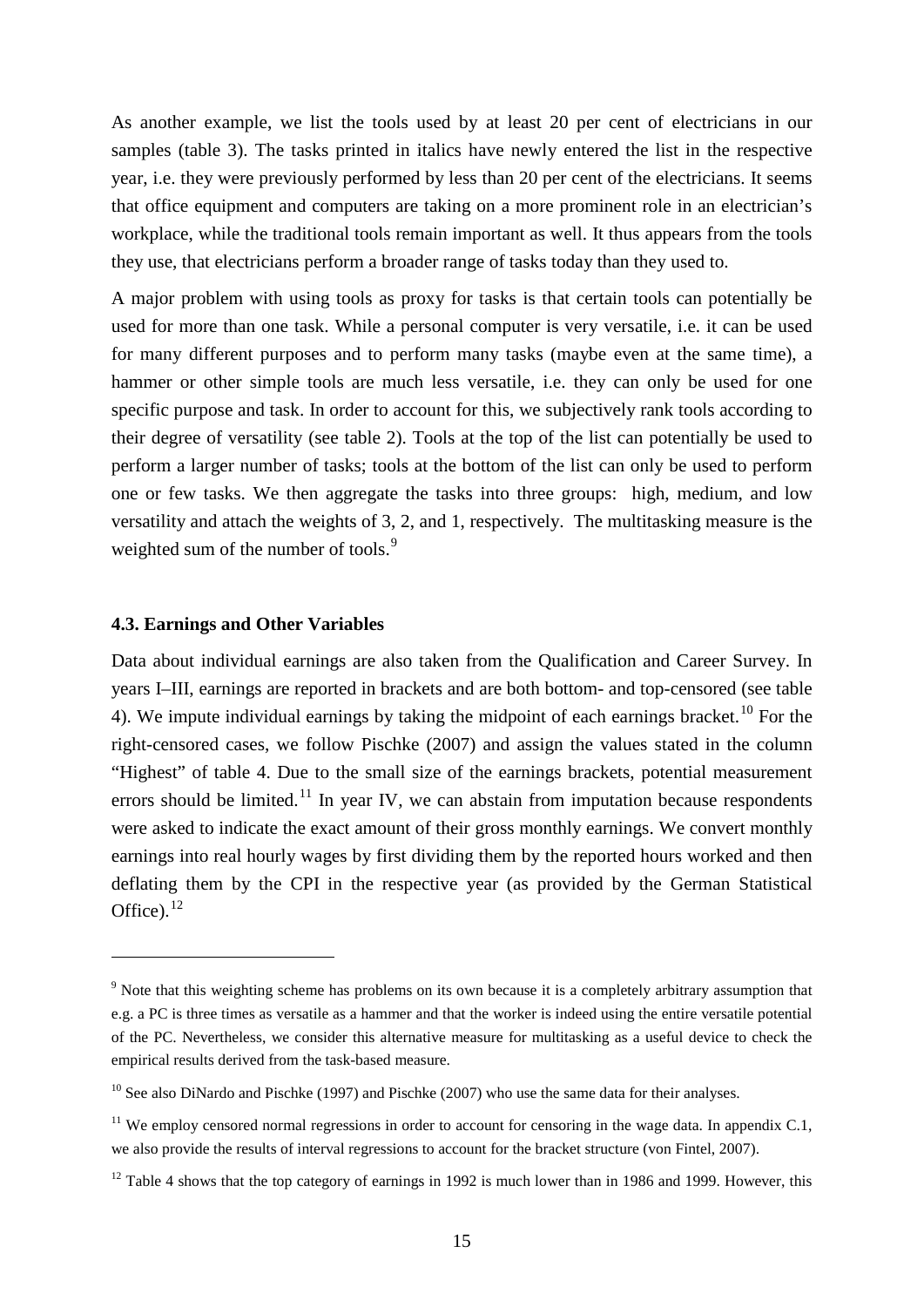As another example, we list the tools used by at least 20 per cent of electricians in our samples (table 3). The tasks printed in italics have newly entered the list in the respective year, i.e. they were previously performed by less than 20 per cent of the electricians. It seems that office equipment and computers are taking on a more prominent role in an electrician's workplace, while the traditional tools remain important as well. It thus appears from the tools they use, that electricians perform a broader range of tasks today than they used to.

A major problem with using tools as proxy for tasks is that certain tools can potentially be used for more than one task. While a personal computer is very versatile, i.e. it can be used for many different purposes and to perform many tasks (maybe even at the same time), a hammer or other simple tools are much less versatile, i.e. they can only be used for one specific purpose and task. In order to account for this, we subjectively rank tools according to their degree of versatility (see table 2). Tools at the top of the list can potentially be used to perform a larger number of tasks; tools at the bottom of the list can only be used to perform one or few tasks. We then aggregate the tasks into three groups: high, medium, and low versatility and attach the weights of 3, 2, and 1, respectively. The multitasking measure is the weighted sum of the number of tools.[9]

### 4.3. Earnings and Other Variables

Data about individual earnings are also taken from the Qualification and Career Survey. In years I–III, earnings are reported in brackets and are both bottom- and top-censored (see table 4). We impute individual earnings by taking the midpoint of each earnings bracket.[10] For the right-censored cases, we follow Pischke (2007) and assign the values stated in the column "Highest" of table 4. Due to the small size of the earnings brackets, potential measurement errors should be limited.[11] In year IV, we can abstain from imputation because respondents were asked to indicate the exact amount of their gross monthly earnings. We convert monthly earnings into real hourly wages by first dividing them by the reported hours worked and then deflating them by the CPI in the respective year (as provided by the German Statistical Office).[12]

---

[9] Note that this weighting scheme has problems on its own because it is a completely arbitrary assumption that e.g. a PC is three times as versatile as a hammer and that the worker is indeed using the entire versatile potential of the PC. Nevertheless, we consider this alternative measure for multitasking as a useful device to check the empirical results derived from the task-based measure.

[10] See also DiNardo and Pischke (1997) and Pischke (2007) who use the same data for their analyses.

[11] We employ censored normal regressions in order to account for censoring in the wage data. In appendix C.1, we also provide the results of interval regressions to account for the bracket structure (von Fintel, 2007).

[12] Table 4 shows that the top category of earnings in 1992 is much lower than in 1986 and 1999. However, this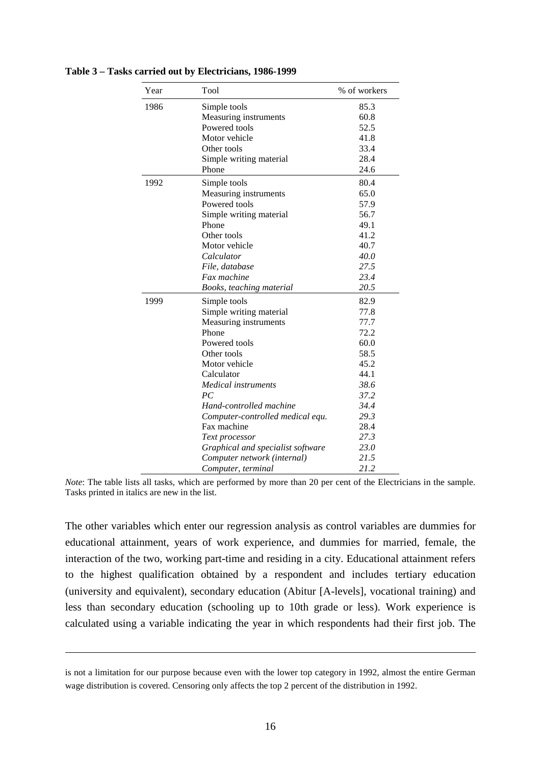**Table 3 – Tasks carried out by Electricians, 1986-1999**

| Year | Tool | % of workers |
|---|---|---|
| 1986 | Simple tools | 85.3 |
| | Measuring instruments | 60.8 |
| | Powered tools | 52.5 |
| | Motor vehicle | 41.8 |
| | Other tools | 33.4 |
| | Simple writing material | 28.4 |
| | Phone | 24.6 |
| 1992 | Simple tools | 80.4 |
| | Measuring instruments | 65.0 |
| | Powered tools | 57.9 |
| | Simple writing material | 56.7 |
| | Phone | 49.1 |
| | Other tools | 41.2 |
| | Motor vehicle | 40.7 |
| | *Calculator* | *40.0* |
| | *File, database* | *27.5* |
| | *Fax machine* | *23.4* |
| | *Books, teaching material* | *20.5* |
| 1999 | Simple tools | 82.9 |
| | Simple writing material | 77.8 |
| | Measuring instruments | 77.7 |
| | Phone | 72.2 |
| | Powered tools | 60.0 |
| | Other tools | 58.5 |
| | Motor vehicle | 45.2 |
| | Calculator | 44.1 |
| | *Medical instruments* | *38.6* |
| | *PC* | *37.2* |
| | *Hand-controlled machine* | *34.4* |
| | *Computer-controlled medical equ.* | *29.3* |
| | Fax machine | 28.4 |
| | *Text processor* | *27.3* |
| | *Graphical and specialist software* | *23.0* |
| | *Computer network (internal)* | *21.5* |
| | *Computer, terminal* | *21.2* |

*Note*: The table lists all tasks, which are performed by more than 20 per cent of the Electricians in the sample. Tasks printed in italics are new in the list.

The other variables which enter our regression analysis as control variables are dummies for educational attainment, years of work experience, and dummies for married, female, the interaction of the two, working part-time and residing in a city. Educational attainment refers to the highest qualification obtained by a respondent and includes tertiary education (university and equivalent), secondary education (Abitur [A-levels], vocational training) and less than secondary education (schooling up to 10th grade or less). Work experience is calculated using a variable indicating the year in which respondents had their first job. The

is not a limitation for our purpose because even with the lower top category in 1992, almost the entire German wage distribution is covered. Censoring only affects the top 2 percent of the distribution in 1992.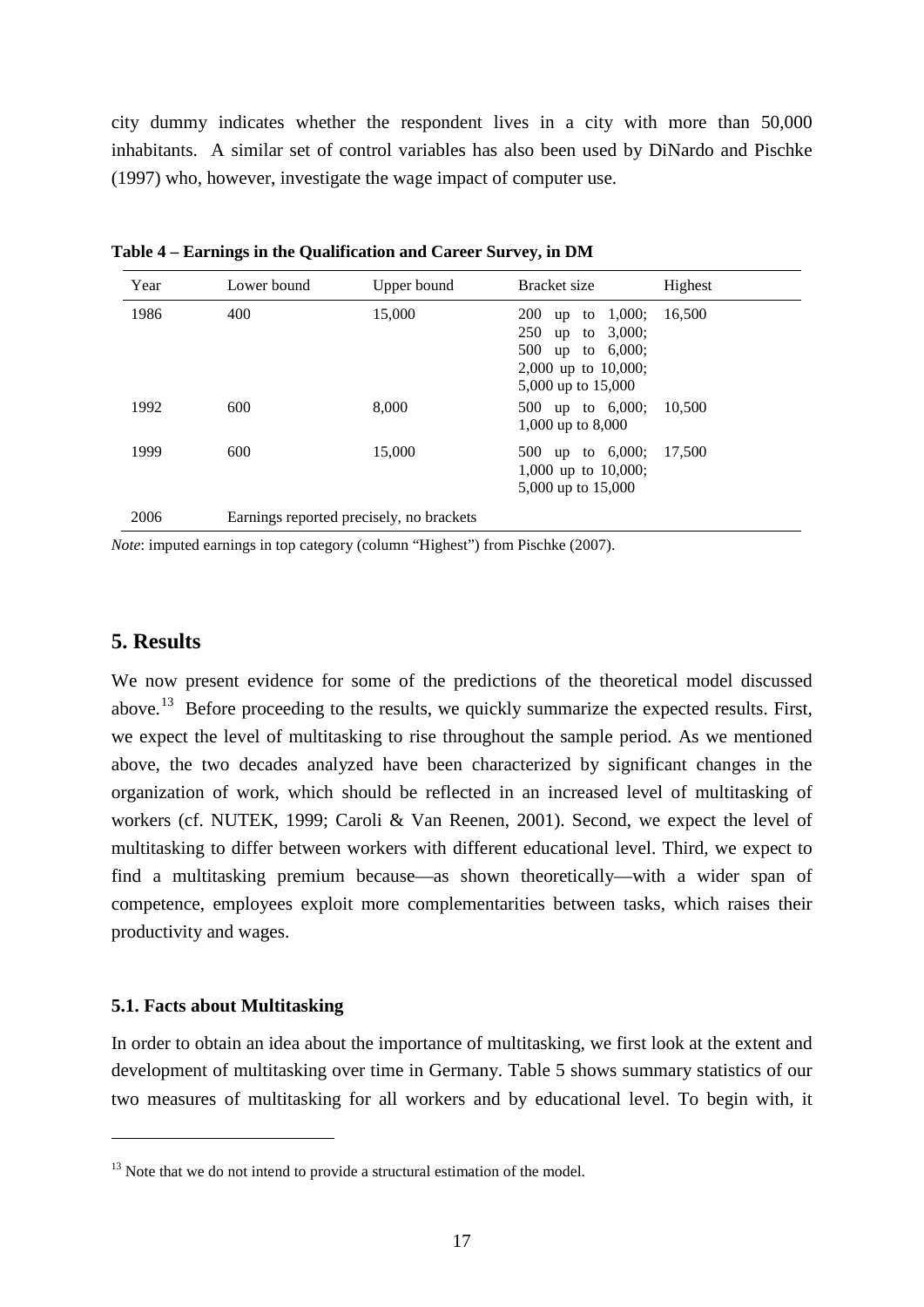city dummy indicates whether the respondent lives in a city with more than 50,000 inhabitants. A similar set of control variables has also been used by DiNardo and Pischke (1997) who, however, investigate the wage impact of computer use.

**Table 4 – Earnings in the Qualification and Career Survey, in DM**

| Year | Lower bound | Upper bound | Bracket size | Highest |
|---|---|---|---|---|
| 1986 | 400 | 15,000 | 200 up to 1,000; 250 up to 3,000; 500 up to 6,000; 2,000 up to 10,000; 5,000 up to 15,000 | 16,500 |
| 1992 | 600 | 8,000 | 500 up to 6,000; 1,000 up to 8,000 | 10,500 |
| 1999 | 600 | 15,000 | 500 up to 6,000; 1,000 up to 10,000; 5,000 up to 15,000 | 17,500 |
| 2006 | Earnings reported precisely, no brackets | | | |

*Note*: imputed earnings in top category (column "Highest") from Pischke (2007).

## 5. Results

We now present evidence for some of the predictions of the theoretical model discussed above.[13] Before proceeding to the results, we quickly summarize the expected results. First, we expect the level of multitasking to rise throughout the sample period. As we mentioned above, the two decades analyzed have been characterized by significant changes in the organization of work, which should be reflected in an increased level of multitasking of workers (cf. NUTEK, 1999; Caroli & Van Reenen, 2001). Second, we expect the level of multitasking to differ between workers with different educational level. Third, we expect to find a multitasking premium because—as shown theoretically—with a wider span of competence, employees exploit more complementarities between tasks, which raises their productivity and wages.

### 5.1. Facts about Multitasking

In order to obtain an idea about the importance of multitasking, we first look at the extent and development of multitasking over time in Germany. Table 5 shows summary statistics of our two measures of multitasking for all workers and by educational level. To begin with, it

[13] Note that we do not intend to provide a structural estimation of the model.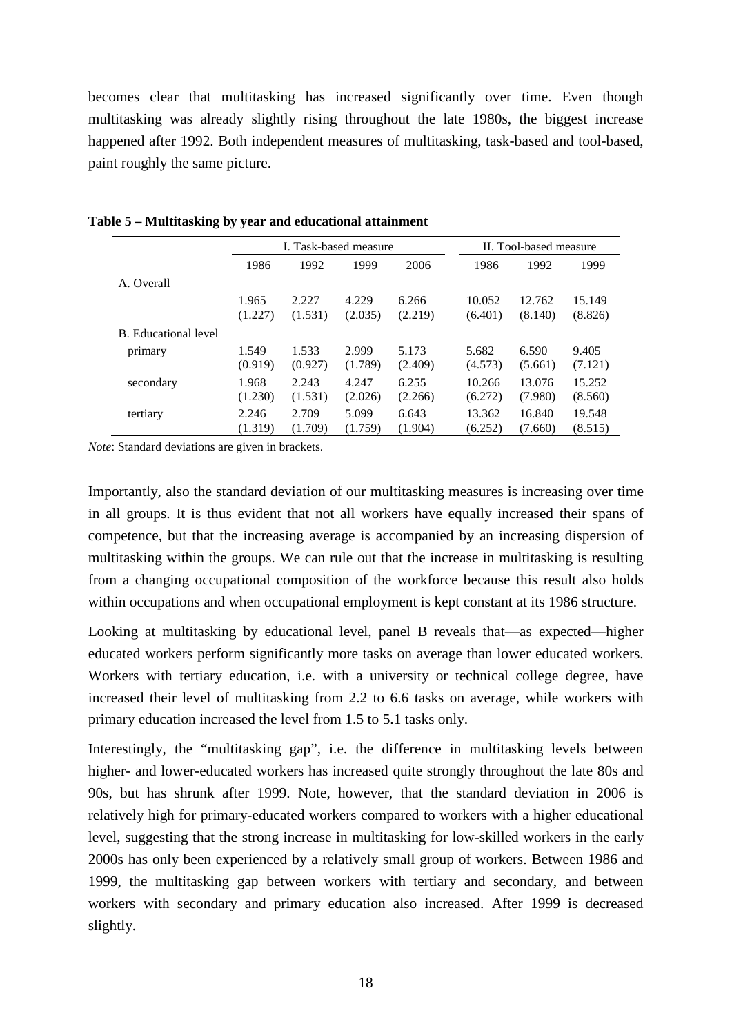becomes clear that multitasking has increased significantly over time. Even though multitasking was already slightly rising throughout the late 1980s, the biggest increase happened after 1992. Both independent measures of multitasking, task-based and tool-based, paint roughly the same picture.

**Table 5 – Multitasking by year and educational attainment**

| | I. Task-based measure | | | | II. Tool-based measure | | |
|---|---|---|---|---|---|---|---|
| | 1986 | 1992 | 1999 | 2006 | 1986 | 1992 | 1999 |
| A. Overall | | | | | | | |
| | 1.965 | 2.227 | 4.229 | 6.266 | 10.052 | 12.762 | 15.149 |
| | (1.227) | (1.531) | (2.035) | (2.219) | (6.401) | (8.140) | (8.826) |
| B. Educational level | | | | | | | |
| primary | 1.549 | 1.533 | 2.999 | 5.173 | 5.682 | 6.590 | 9.405 |
| | (0.919) | (0.927) | (1.789) | (2.409) | (4.573) | (5.661) | (7.121) |
| secondary | 1.968 | 2.243 | 4.247 | 6.255 | 10.266 | 13.076 | 15.252 |
| | (1.230) | (1.531) | (2.026) | (2.266) | (6.272) | (7.980) | (8.560) |
| tertiary | 2.246 | 2.709 | 5.099 | 6.643 | 13.362 | 16.840 | 19.548 |
| | (1.319) | (1.709) | (1.759) | (1.904) | (6.252) | (7.660) | (8.515) |

*Note*: Standard deviations are given in brackets.

Importantly, also the standard deviation of our multitasking measures is increasing over time in all groups. It is thus evident that not all workers have equally increased their spans of competence, but that the increasing average is accompanied by an increasing dispersion of multitasking within the groups. We can rule out that the increase in multitasking is resulting from a changing occupational composition of the workforce because this result also holds within occupations and when occupational employment is kept constant at its 1986 structure.

Looking at multitasking by educational level, panel B reveals that—as expected—higher educated workers perform significantly more tasks on average than lower educated workers. Workers with tertiary education, i.e. with a university or technical college degree, have increased their level of multitasking from 2.2 to 6.6 tasks on average, while workers with primary education increased the level from 1.5 to 5.1 tasks only.

Interestingly, the "multitasking gap", i.e. the difference in multitasking levels between higher- and lower-educated workers has increased quite strongly throughout the late 80s and 90s, but has shrunk after 1999. Note, however, that the standard deviation in 2006 is relatively high for primary-educated workers compared to workers with a higher educational level, suggesting that the strong increase in multitasking for low-skilled workers in the early 2000s has only been experienced by a relatively small group of workers. Between 1986 and 1999, the multitasking gap between workers with tertiary and secondary, and between workers with secondary and primary education also increased. After 1999 is decreased slightly.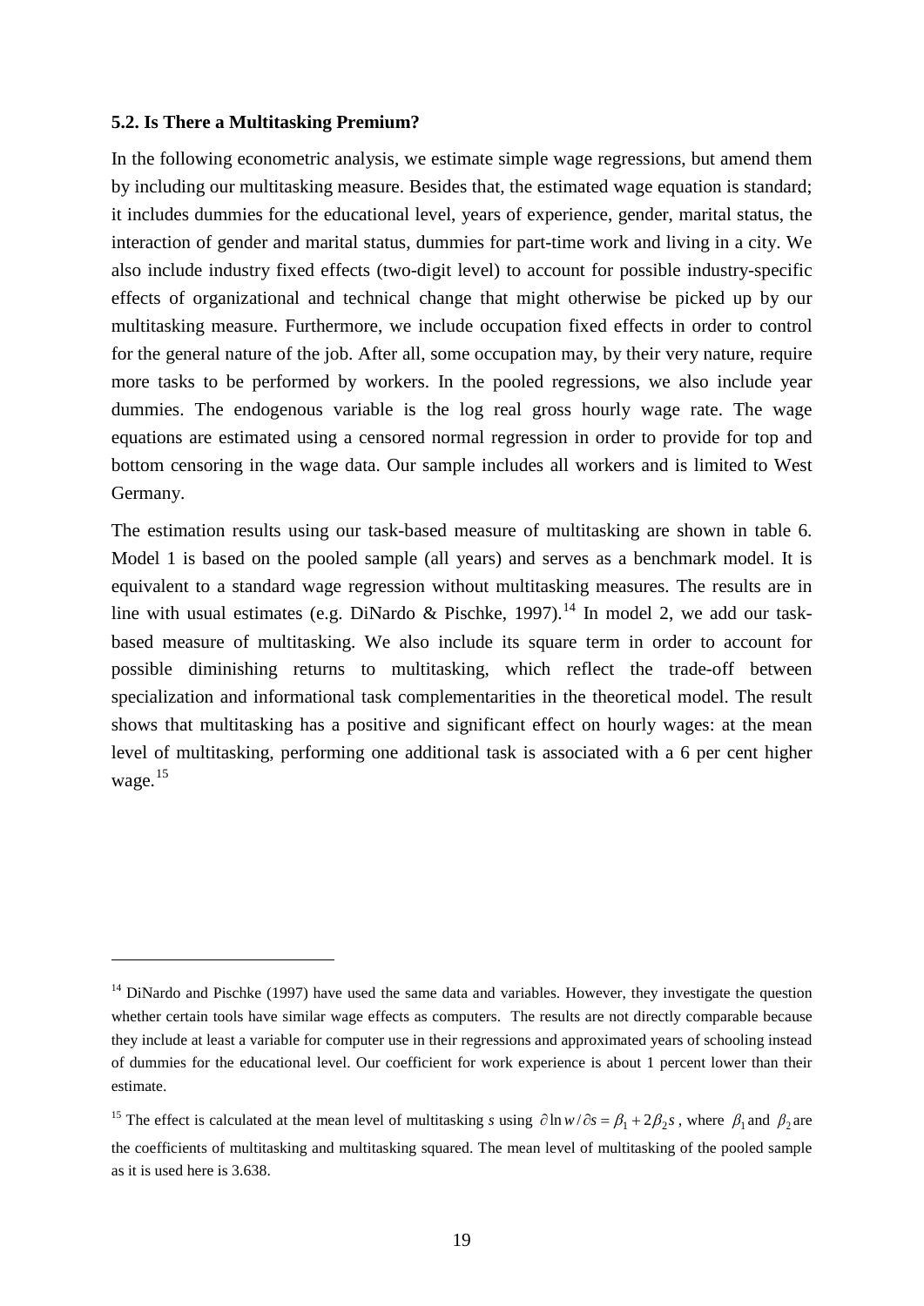### 5.2. Is There a Multitasking Premium?

In the following econometric analysis, we estimate simple wage regressions, but amend them by including our multitasking measure. Besides that, the estimated wage equation is standard; it includes dummies for the educational level, years of experience, gender, marital status, the interaction of gender and marital status, dummies for part-time work and living in a city. We also include industry fixed effects (two-digit level) to account for possible industry-specific effects of organizational and technical change that might otherwise be picked up by our multitasking measure. Furthermore, we include occupation fixed effects in order to control for the general nature of the job. After all, some occupation may, by their very nature, require more tasks to be performed by workers. In the pooled regressions, we also include year dummies. The endogenous variable is the log real gross hourly wage rate. The wage equations are estimated using a censored normal regression in order to provide for top and bottom censoring in the wage data. Our sample includes all workers and is limited to West Germany.

The estimation results using our task-based measure of multitasking are shown in table 6. Model 1 is based on the pooled sample (all years) and serves as a benchmark model. It is equivalent to a standard wage regression without multitasking measures. The results are in line with usual estimates (e.g. DiNardo & Pischke, 1997).[14] In model 2, we add our task-based measure of multitasking. We also include its square term in order to account for possible diminishing returns to multitasking, which reflect the trade-off between specialization and informational task complementarities in the theoretical model. The result shows that multitasking has a positive and significant effect on hourly wages: at the mean level of multitasking, performing one additional task is associated with a 6 per cent higher wage.[15]

---

[14] DiNardo and Pischke (1997) have used the same data and variables. However, they investigate the question whether certain tools have similar wage effects as computers. The results are not directly comparable because they include at least a variable for computer use in their regressions and approximated years of schooling instead of dummies for the educational level. Our coefficient for work experience is about 1 percent lower than their estimate.

[15] The effect is calculated at the mean level of multitasking $s$ using $\partial \ln w / \partial s = \beta_1 + 2\beta_2 s$, where $\beta_1$ and $\beta_2$ are the coefficients of multitasking and multitasking squared. The mean level of multitasking of the pooled sample as it is used here is 3.638.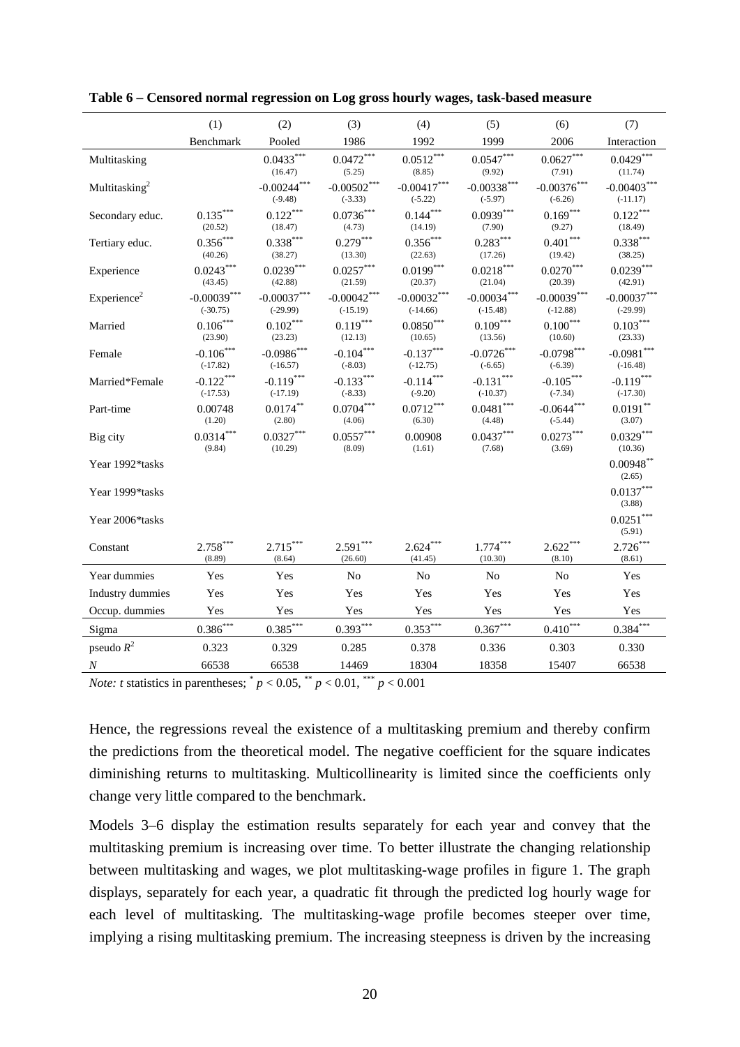**Table 6 – Censored normal regression on Log gross hourly wages, task-based measure**

| | (1) | (2) | (3) | (4) | (5) | (6) | (7) |
|---|---|---|---|---|---|---|---|
| | Benchmark | Pooled | 1986 | 1992 | 1999 | 2006 | Interaction |
| Multitasking | | $0.0433^{***}$ (16.47) | $0.0472^{***}$ (5.25) | $0.0512^{***}$ (8.85) | $0.0547^{***}$ (9.92) | $0.0627^{***}$ (7.91) | $0.0429^{***}$ (11.74) |
| Multitasking$^2$ | | $-0.00244^{***}$ (-9.48) | $-0.00502^{***}$ (-3.33) | $-0.00417^{***}$ (-5.22) | $-0.00338^{***}$ (-5.97) | $-0.00376^{***}$ (-6.26) | $-0.00403^{***}$ (-11.17) |
| Secondary educ. | $0.135^{***}$ (20.52) | $0.122^{***}$ (18.47) | $0.0736^{***}$ (4.73) | $0.144^{***}$ (14.19) | $0.0939^{***}$ (7.90) | $0.169^{***}$ (9.27) | $0.122^{***}$ (18.49) |
| Tertiary educ. | $0.356^{***}$ (40.26) | $0.338^{***}$ (38.27) | $0.279^{***}$ (13.30) | $0.356^{***}$ (22.63) | $0.283^{***}$ (17.26) | $0.401^{***}$ (19.42) | $0.338^{***}$ (38.25) |
| Experience | $0.0243^{***}$ (43.45) | $0.0239^{***}$ (42.88) | $0.0257^{***}$ (21.59) | $0.0199^{***}$ (20.37) | $0.0218^{***}$ (21.04) | $0.0270^{***}$ (20.39) | $0.0239^{***}$ (42.91) |
| Experience$^2$ | $-0.00039^{***}$ (-30.75) | $-0.00037^{***}$ (-29.99) | $-0.00042^{***}$ (-15.19) | $-0.00032^{***}$ (-14.66) | $-0.00034^{***}$ (-15.48) | $-0.00039^{***}$ (-12.88) | $-0.00037^{***}$ (-29.99) |
| Married | $0.106^{***}$ (23.90) | $0.102^{***}$ (23.23) | $0.119^{***}$ (12.13) | $0.0850^{***}$ (10.65) | $0.109^{***}$ (13.56) | $0.100^{***}$ (10.60) | $0.103^{***}$ (23.33) |
| Female | $-0.106^{***}$ (-17.82) | $-0.0986^{***}$ (-16.57) | $-0.104^{***}$ (-8.03) | $-0.137^{***}$ (-12.75) | $-0.0726^{***}$ (-6.65) | $-0.0798^{***}$ (-6.39) | $-0.0981^{***}$ (-16.48) |
| Married*Female | $-0.122^{***}$ (-17.53) | $-0.119^{***}$ (-17.19) | $-0.133^{***}$ (-8.33) | $-0.114^{***}$ (-9.20) | $-0.131^{***}$ (-10.37) | $-0.105^{***}$ (-7.34) | $-0.119^{***}$ (-17.30) |
| Part-time | 0.00748 (1.20) | $0.0174^{**}$ (2.80) | $0.0704^{***}$ (4.06) | $0.0712^{***}$ (6.30) | $0.0481^{***}$ (4.48) | $-0.0644^{***}$ (-5.44) | $0.0191^{**}$ (3.07) |
| Big city | $0.0314^{***}$ (9.84) | $0.0327^{***}$ (10.29) | $0.0557^{***}$ (8.09) | 0.00908 (1.61) | $0.0437^{***}$ (7.68) | $0.0273^{***}$ (3.69) | $0.0329^{***}$ (10.36) |
| Year 1992*tasks | | | | | | | $0.00948^{**}$ (2.65) |
| Year 1999*tasks | | | | | | | $0.0137^{***}$ (3.88) |
| Year 2006*tasks | | | | | | | $0.0251^{***}$ (5.91) |
| Constant | $2.758^{***}$ (8.89) | $2.715^{***}$ (8.64) | $2.591^{***}$ (26.60) | $2.624^{***}$ (41.45) | $1.774^{***}$ (10.30) | $2.622^{***}$ (8.10) | $2.726^{***}$ (8.61) |
| Year dummies | Yes | Yes | No | No | No | No | Yes |
| Industry dummies | Yes | Yes | Yes | Yes | Yes | Yes | Yes |
| Occup. dummies | Yes | Yes | Yes | Yes | Yes | Yes | Yes |
| Sigma | $0.386^{***}$ | $0.385^{***}$ | $0.393^{***}$ | $0.353^{***}$ | $0.367^{***}$ | $0.410^{***}$ | $0.384^{***}$ |
| pseudo $R^2$ | 0.323 | 0.329 | 0.285 | 0.378 | 0.336 | 0.303 | 0.330 |
| $N$ | 66538 | 66538 | 14469 | 18304 | 18358 | 15407 | 66538 |

*Note:* $t$ statistics in parentheses; $^{*}$ $p < 0.05$, $^{**}$ $p < 0.01$, $^{***}$ $p < 0.001$

Hence, the regressions reveal the existence of a multitasking premium and thereby confirm the predictions from the theoretical model. The negative coefficient for the square indicates diminishing returns to multitasking. Multicollinearity is limited since the coefficients only change very little compared to the benchmark.

Models 3–6 display the estimation results separately for each year and convey that the multitasking premium is increasing over time. To better illustrate the changing relationship between multitasking and wages, we plot multitasking-wage profiles in figure 1. The graph displays, separately for each year, a quadratic fit through the predicted log hourly wage for each level of multitasking. The multitasking-wage profile becomes steeper over time, implying a rising multitasking premium. The increasing steepness is driven by the increasing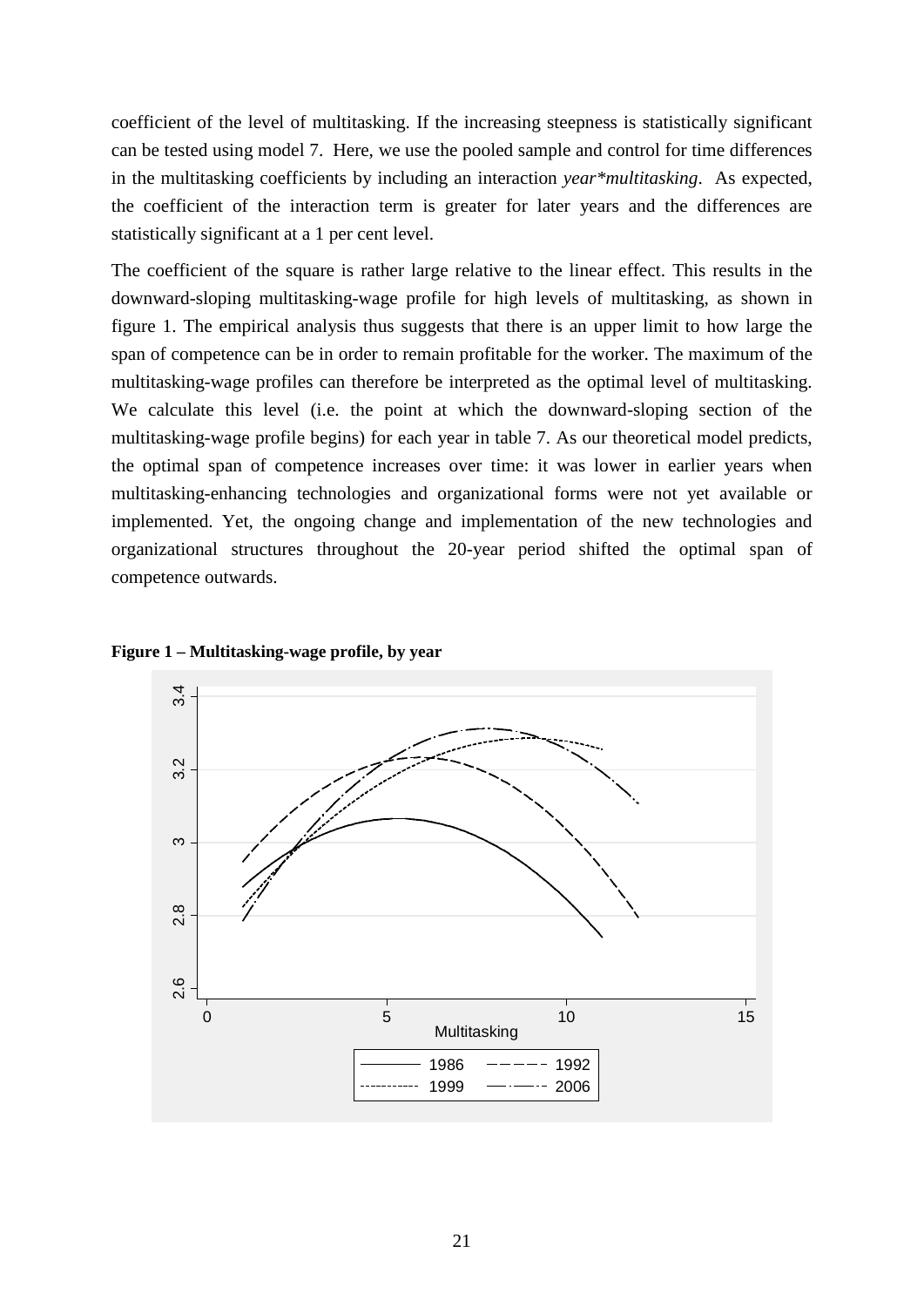coefficient of the level of multitasking. If the increasing steepness is statistically significant can be tested using model 7. Here, we use the pooled sample and control for time differences in the multitasking coefficients by including an interaction *year\*multitasking*. As expected, the coefficient of the interaction term is greater for later years and the differences are statistically significant at a 1 per cent level.

The coefficient of the square is rather large relative to the linear effect. This results in the downward-sloping multitasking-wage profile for high levels of multitasking, as shown in figure 1. The empirical analysis thus suggests that there is an upper limit to how large the span of competence can be in order to remain profitable for the worker. The maximum of the multitasking-wage profiles can therefore be interpreted as the optimal level of multitasking. We calculate this level (i.e. the point at which the downward-sloping section of the multitasking-wage profile begins) for each year in table 7. As our theoretical model predicts, the optimal span of competence increases over time: it was lower in earlier years when multitasking-enhancing technologies and organizational forms were not yet available or implemented. Yet, the ongoing change and implementation of the new technologies and organizational structures throughout the 20-year period shifted the optimal span of competence outwards.

**Figure 1 – Multitasking-wage profile, by year**

3.4
3.2
3
2.8
2.6
0
5
10
15
Multitasking
1986
1992
1999
2006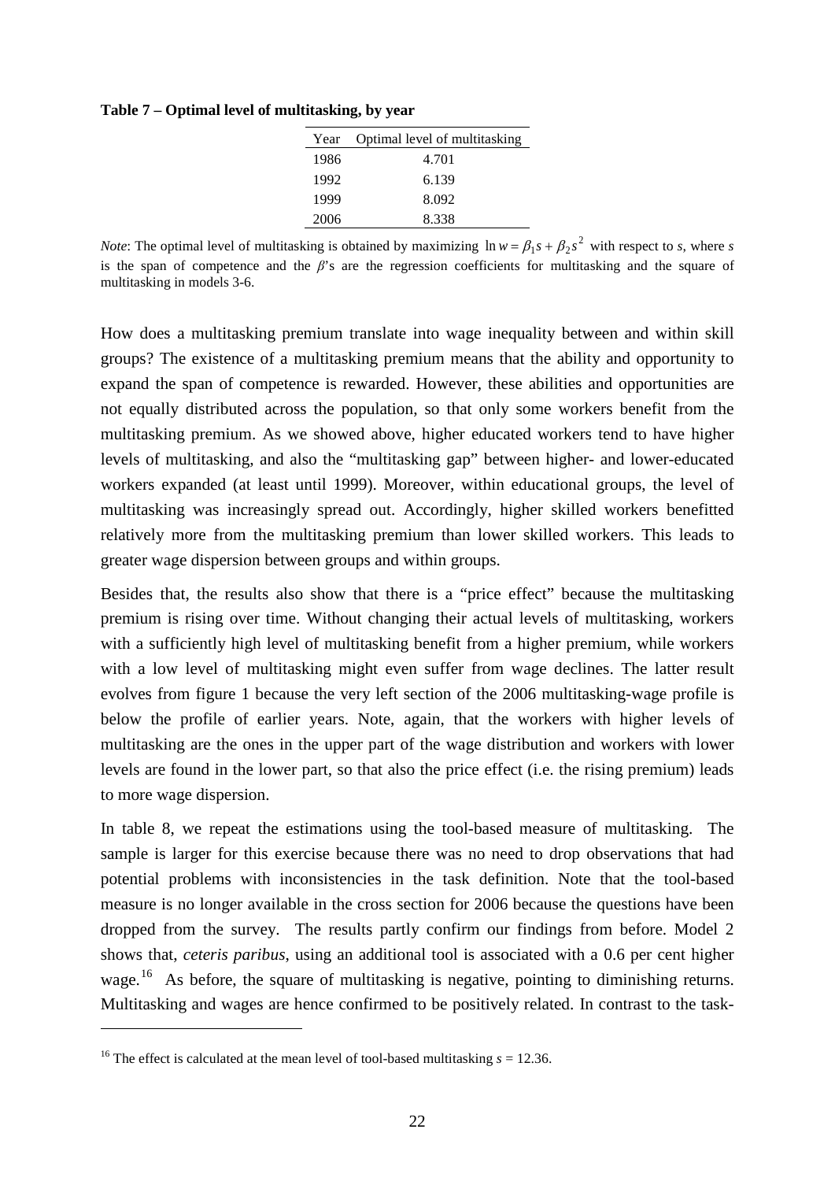**Table 7 – Optimal level of multitasking, by year**

| Year | Optimal level of multitasking |
|---|---|
| 1986 | 4.701 |
| 1992 | 6.139 |
| 1999 | 8.092 |
| 2006 | 8.338 |

*Note*: The optimal level of multitasking is obtained by maximizing $\ln w = \beta_1 s + \beta_2 s^2$ with respect to *s*, where *s* is the span of competence and the $\beta$'s are the regression coefficients for multitasking and the square of multitasking in models 3-6.

How does a multitasking premium translate into wage inequality between and within skill groups? The existence of a multitasking premium means that the ability and opportunity to expand the span of competence is rewarded. However, these abilities and opportunities are not equally distributed across the population, so that only some workers benefit from the multitasking premium. As we showed above, higher educated workers tend to have higher levels of multitasking, and also the "multitasking gap" between higher- and lower-educated workers expanded (at least until 1999). Moreover, within educational groups, the level of multitasking was increasingly spread out. Accordingly, higher skilled workers benefitted relatively more from the multitasking premium than lower skilled workers. This leads to greater wage dispersion between groups and within groups.

Besides that, the results also show that there is a "price effect" because the multitasking premium is rising over time. Without changing their actual levels of multitasking, workers with a sufficiently high level of multitasking benefit from a higher premium, while workers with a low level of multitasking might even suffer from wage declines. The latter result evolves from figure 1 because the very left section of the 2006 multitasking-wage profile is below the profile of earlier years. Note, again, that the workers with higher levels of multitasking are the ones in the upper part of the wage distribution and workers with lower levels are found in the lower part, so that also the price effect (i.e. the rising premium) leads to more wage dispersion.

In table 8, we repeat the estimations using the tool-based measure of multitasking. The sample is larger for this exercise because there was no need to drop observations that had potential problems with inconsistencies in the task definition. Note that the tool-based measure is no longer available in the cross section for 2006 because the questions have been dropped from the survey. The results partly confirm our findings from before. Model 2 shows that, *ceteris paribus*, using an additional tool is associated with a 0.6 per cent higher wage.[16] As before, the square of multitasking is negative, pointing to diminishing returns. Multitasking and wages are hence confirmed to be positively related. In contrast to the task-

[16] The effect is calculated at the mean level of tool-based multitasking $s = 12.36$.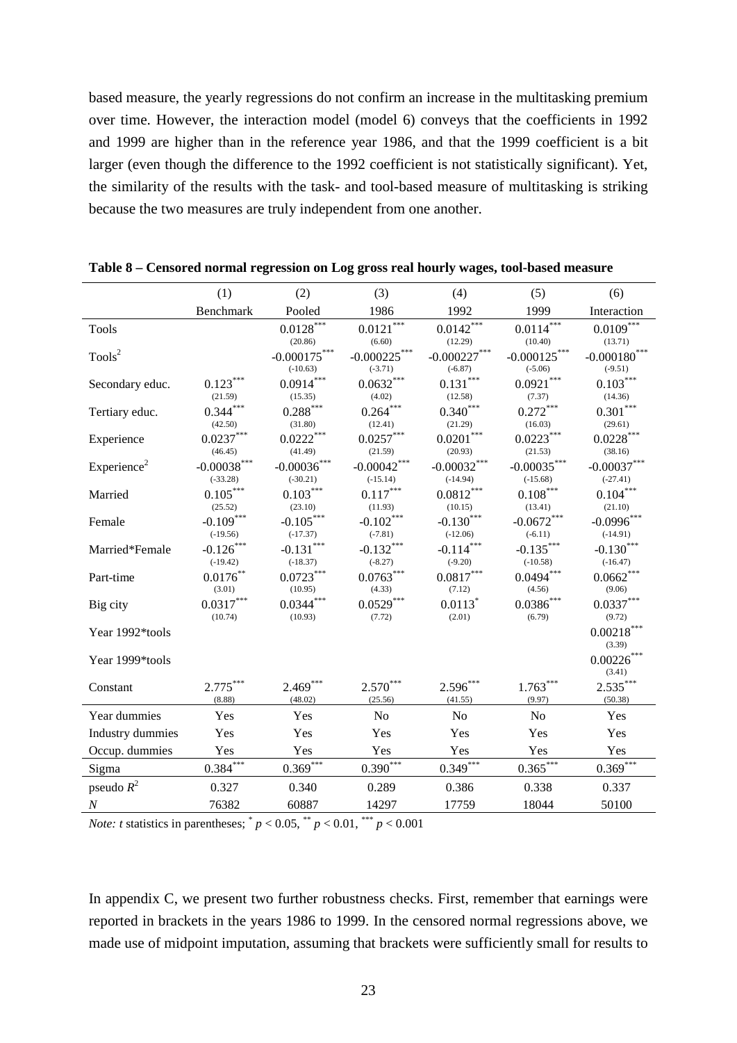based measure, the yearly regressions do not confirm an increase in the multitasking premium over time. However, the interaction model (model 6) conveys that the coefficients in 1992 and 1999 are higher than in the reference year 1986, and that the 1999 coefficient is a bit larger (even though the difference to the 1992 coefficient is not statistically significant). Yet, the similarity of the results with the task- and tool-based measure of multitasking is striking because the two measures are truly independent from one another.

**Table 8 – Censored normal regression on Log gross real hourly wages, tool-based measure**

| | (1) | (2) | (3) | (4) | (5) | (6) |
|---|---|---|---|---|---|---|
| | Benchmark | Pooled | 1986 | 1992 | 1999 | Interaction |
| Tools | | $0.0128^{***}$ (20.86) | $0.0121^{***}$ (6.60) | $0.0142^{***}$ (12.29) | $0.0114^{***}$ (10.40) | $0.0109^{***}$ (13.71) |
| Tools$^2$ | | $-0.000175^{***}$ (-10.63) | $-0.000225^{***}$ (-3.71) | $-0.000227^{***}$ (-6.87) | $-0.000125^{***}$ (-5.06) | $-0.000180^{***}$ (-9.51) |
| Secondary educ. | $0.123^{***}$ (21.59) | $0.0914^{***}$ (15.35) | $0.0632^{***}$ (4.02) | $0.131^{***}$ (12.58) | $0.0921^{***}$ (7.37) | $0.103^{***}$ (14.36) |
| Tertiary educ. | $0.344^{***}$ (42.50) | $0.288^{***}$ (31.80) | $0.264^{***}$ (12.41) | $0.340^{***}$ (21.29) | $0.272^{***}$ (16.03) | $0.301^{***}$ (29.61) |
| Experience | $0.0237^{***}$ (46.45) | $0.0222^{***}$ (41.49) | $0.0257^{***}$ (21.59) | $0.0201^{***}$ (20.93) | $0.0223^{***}$ (21.53) | $0.0228^{***}$ (38.16) |
| Experience$^2$ | $-0.00038^{***}$ (-33.28) | $-0.00036^{***}$ (-30.21) | $-0.00042^{***}$ (-15.14) | $-0.00032^{***}$ (-14.94) | $-0.00035^{***}$ (-15.68) | $-0.00037^{***}$ (-27.41) |
| Married | $0.105^{***}$ (25.52) | $0.103^{***}$ (23.10) | $0.117^{***}$ (11.93) | $0.0812^{***}$ (10.15) | $0.108^{***}$ (13.41) | $0.104^{***}$ (21.10) |
| Female | $-0.109^{***}$ (-19.56) | $-0.105^{***}$ (-17.37) | $-0.102^{***}$ (-7.81) | $-0.130^{***}$ (-12.06) | $-0.0672^{***}$ (-6.11) | $-0.0996^{***}$ (-14.91) |
| Married*Female | $-0.126^{***}$ (-19.42) | $-0.131^{***}$ (-18.37) | $-0.132^{***}$ (-8.27) | $-0.114^{***}$ (-9.20) | $-0.135^{***}$ (-10.58) | $-0.130^{***}$ (-16.47) |
| Part-time | $0.0176^{**}$ (3.01) | $0.0723^{***}$ (10.95) | $0.0763^{***}$ (4.33) | $0.0817^{***}$ (7.12) | $0.0494^{***}$ (4.56) | $0.0662^{***}$ (9.06) |
| Big city | $0.0317^{***}$ (10.74) | $0.0344^{***}$ (10.93) | $0.0529^{***}$ (7.72) | $0.0113^{*}$ (2.01) | $0.0386^{***}$ (6.79) | $0.0337^{***}$ (9.72) |
| Year 1992*tools | | | | | | $0.00218^{***}$ (3.39) |
| Year 1999*tools | | | | | | $0.00226^{***}$ (3.41) |
| Constant | $2.775^{***}$ (8.88) | $2.469^{***}$ (48.02) | $2.570^{***}$ (25.56) | $2.596^{***}$ (41.55) | $1.763^{***}$ (9.97) | $2.535^{***}$ (50.38) |
| Year dummies | Yes | Yes | No | No | No | Yes |
| Industry dummies | Yes | Yes | Yes | Yes | Yes | Yes |
| Occup. dummies | Yes | Yes | Yes | Yes | Yes | Yes |
| Sigma | $0.384^{***}$ | $0.369^{***}$ | $0.390^{***}$ | $0.349^{***}$ | $0.365^{***}$ | $0.369^{***}$ |
| pseudo $R^2$ | 0.327 | 0.340 | 0.289 | 0.386 | 0.338 | 0.337 |
| $N$ | 76382 | 60887 | 14297 | 17759 | 18044 | 50100 |

*Note: t* statistics in parentheses; $^{*}$ $p < 0.05$, $^{**}$ $p < 0.01$, $^{***}$ $p < 0.001$

In appendix C, we present two further robustness checks. First, remember that earnings were reported in brackets in the years 1986 to 1999. In the censored normal regressions above, we made use of midpoint imputation, assuming that brackets were sufficiently small for results to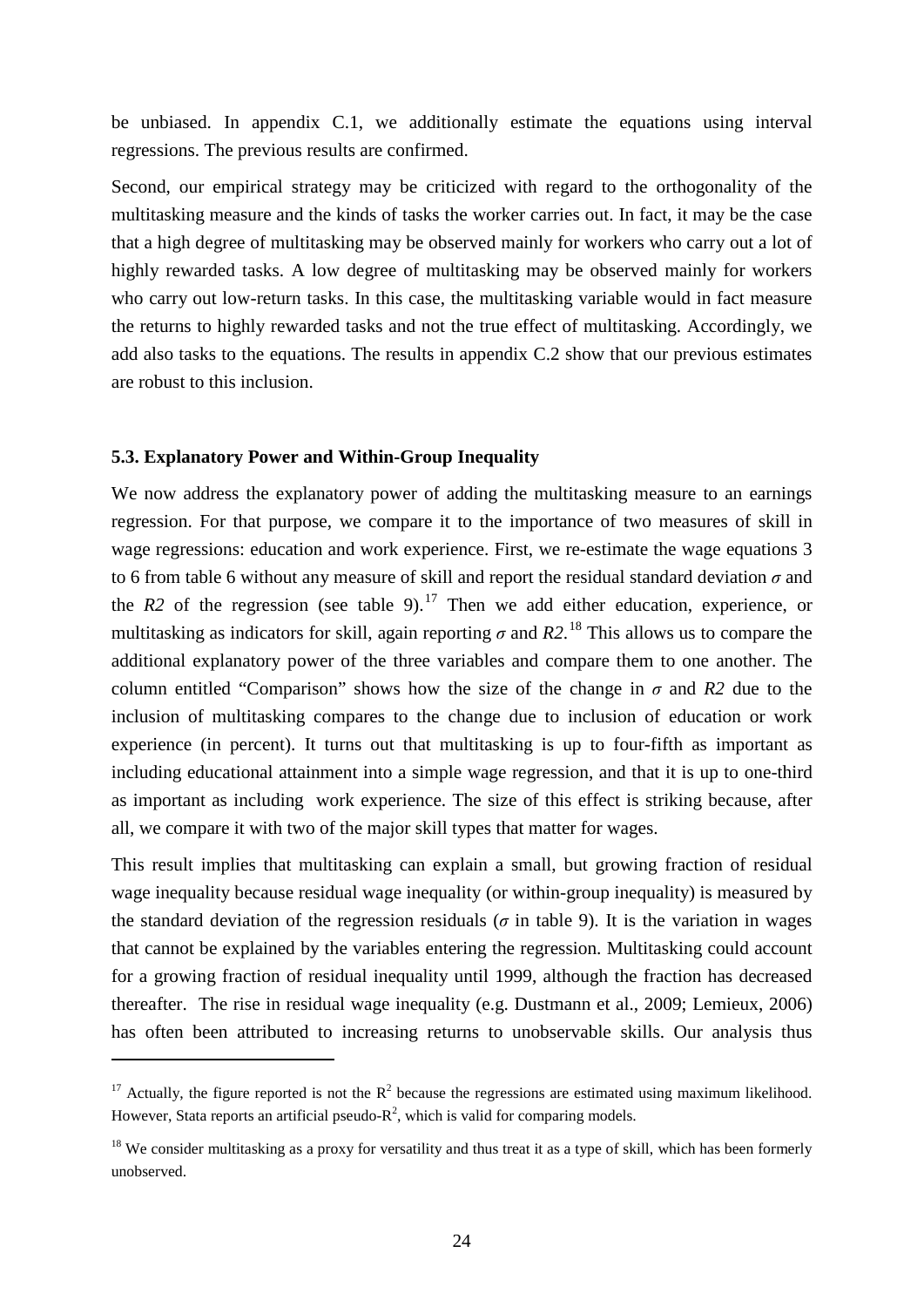be unbiased. In appendix C.1, we additionally estimate the equations using interval regressions. The previous results are confirmed.

Second, our empirical strategy may be criticized with regard to the orthogonality of the multitasking measure and the kinds of tasks the worker carries out. In fact, it may be the case that a high degree of multitasking may be observed mainly for workers who carry out a lot of highly rewarded tasks. A low degree of multitasking may be observed mainly for workers who carry out low-return tasks. In this case, the multitasking variable would in fact measure the returns to highly rewarded tasks and not the true effect of multitasking. Accordingly, we add also tasks to the equations. The results in appendix C.2 show that our previous estimates are robust to this inclusion.

### 5.3. Explanatory Power and Within-Group Inequality

We now address the explanatory power of adding the multitasking measure to an earnings regression. For that purpose, we compare it to the importance of two measures of skill in wage regressions: education and work experience. First, we re-estimate the wage equations 3 to 6 from table 6 without any measure of skill and report the residual standard deviation $\sigma$ and the $R2$ of the regression (see table 9).[17] Then we add either education, experience, or multitasking as indicators for skill, again reporting $\sigma$ and $R2$.[18] This allows us to compare the additional explanatory power of the three variables and compare them to one another. The column entitled "Comparison" shows how the size of the change in $\sigma$ and $R2$ due to the inclusion of multitasking compares to the change due to inclusion of education or work experience (in percent). It turns out that multitasking is up to four-fifth as important as including educational attainment into a simple wage regression, and that it is up to one-third as important as including work experience. The size of this effect is striking because, after all, we compare it with two of the major skill types that matter for wages.

This result implies that multitasking can explain a small, but growing fraction of residual wage inequality because residual wage inequality (or within-group inequality) is measured by the standard deviation of the regression residuals ($\sigma$ in table 9). It is the variation in wages that cannot be explained by the variables entering the regression. Multitasking could account for a growing fraction of residual inequality until 1999, although the fraction has decreased thereafter. The rise in residual wage inequality (e.g. Dustmann et al., 2009; Lemieux, 2006) has often been attributed to increasing returns to unobservable skills. Our analysis thus

---

[17] Actually, the figure reported is not the $R^2$ because the regressions are estimated using maximum likelihood. However, Stata reports an artificial pseudo-$R^2$, which is valid for comparing models.

[18] We consider multitasking as a proxy for versatility and thus treat it as a type of skill, which has been formerly unobserved.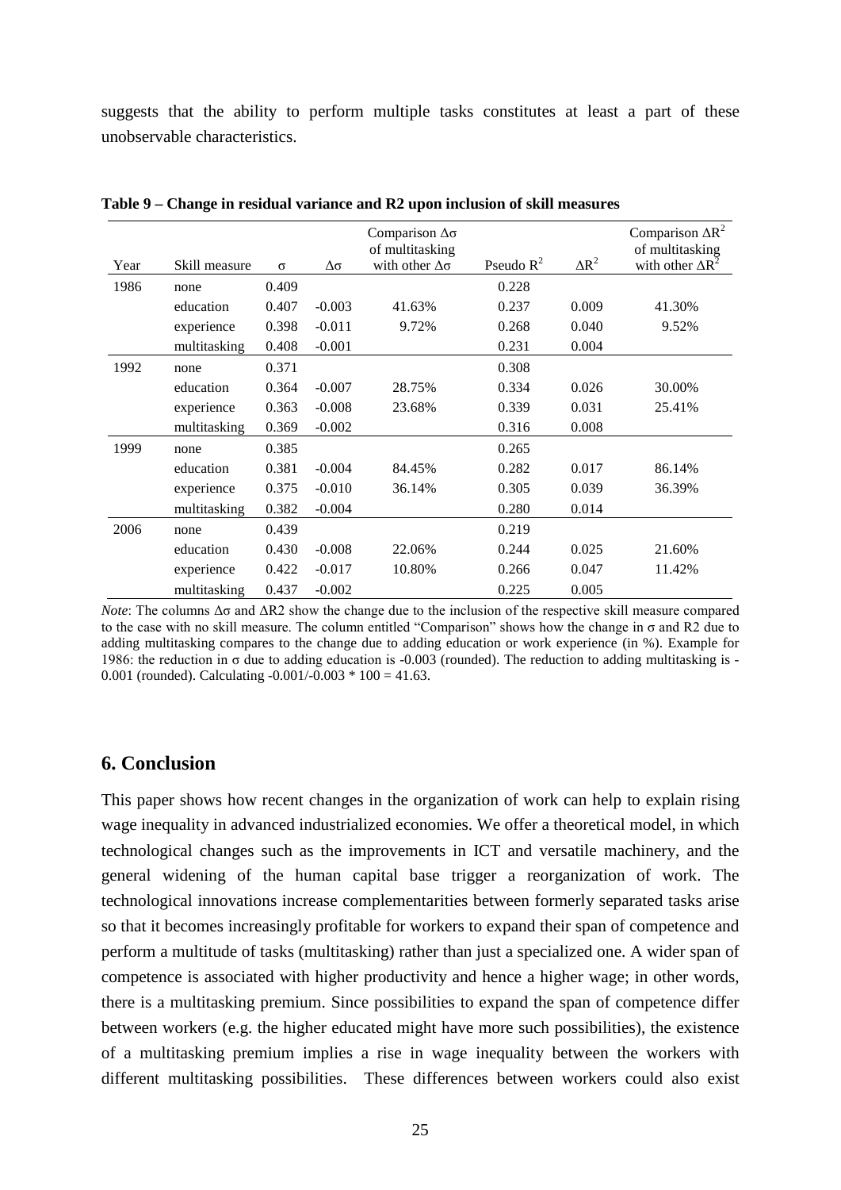suggests that the ability to perform multiple tasks constitutes at least a part of these unobservable characteristics.

**Table 9 – Change in residual variance and R2 upon inclusion of skill measures**

| Year | Skill measure | $\sigma$ | $\Delta\sigma$ | Comparison $\Delta\sigma$ of multitasking with other $\Delta\sigma$ | Pseudo $R^2$ | $\Delta R^2$ | Comparison $\Delta R^2$ of multitasking with other $\Delta R^2$ |
|---|---|---|---|---|---|---|---|
| 1986 | none | 0.409 | | | 0.228 | | |
| | education | 0.407 | -0.003 | 41.63% | 0.237 | 0.009 | 41.30% |
| | experience | 0.398 | -0.011 | 9.72% | 0.268 | 0.040 | 9.52% |
| | multitasking | 0.408 | -0.001 | | 0.231 | 0.004 | |
| 1992 | none | 0.371 | | | 0.308 | | |
| | education | 0.364 | -0.007 | 28.75% | 0.334 | 0.026 | 30.00% |
| | experience | 0.363 | -0.008 | 23.68% | 0.339 | 0.031 | 25.41% |
| | multitasking | 0.369 | -0.002 | | 0.316 | 0.008 | |
| 1999 | none | 0.385 | | | 0.265 | | |
| | education | 0.381 | -0.004 | 84.45% | 0.282 | 0.017 | 86.14% |
| | experience | 0.375 | -0.010 | 36.14% | 0.305 | 0.039 | 36.39% |
| | multitasking | 0.382 | -0.004 | | 0.280 | 0.014 | |
| 2006 | none | 0.439 | | | 0.219 | | |
| | education | 0.430 | -0.008 | 22.06% | 0.244 | 0.025 | 21.60% |
| | experience | 0.422 | -0.017 | 10.80% | 0.266 | 0.047 | 11.42% |
| | multitasking | 0.437 | -0.002 | | 0.225 | 0.005 | |

*Note*: The columns $\Delta\sigma$ and $\Delta$R2 show the change due to the inclusion of the respective skill measure compared to the case with no skill measure. The column entitled "Comparison" shows how the change in $\sigma$ and R2 due to adding multitasking compares to the change due to adding education or work experience (in %). Example for 1986: the reduction in $\sigma$ due to adding education is -0.003 (rounded). The reduction to adding multitasking is -0.001 (rounded). Calculating -0.001/-0.003 * 100 = 41.63.

## 6. Conclusion

This paper shows how recent changes in the organization of work can help to explain rising wage inequality in advanced industrialized economies. We offer a theoretical model, in which technological changes such as the improvements in ICT and versatile machinery, and the general widening of the human capital base trigger a reorganization of work. The technological innovations increase complementarities between formerly separated tasks arise so that it becomes increasingly profitable for workers to expand their span of competence and perform a multitude of tasks (multitasking) rather than just a specialized one. A wider span of competence is associated with higher productivity and hence a higher wage; in other words, there is a multitasking premium. Since possibilities to expand the span of competence differ between workers (e.g. the higher educated might have more such possibilities), the existence of a multitasking premium implies a rise in wage inequality between the workers with different multitasking possibilities. These differences between workers could also exist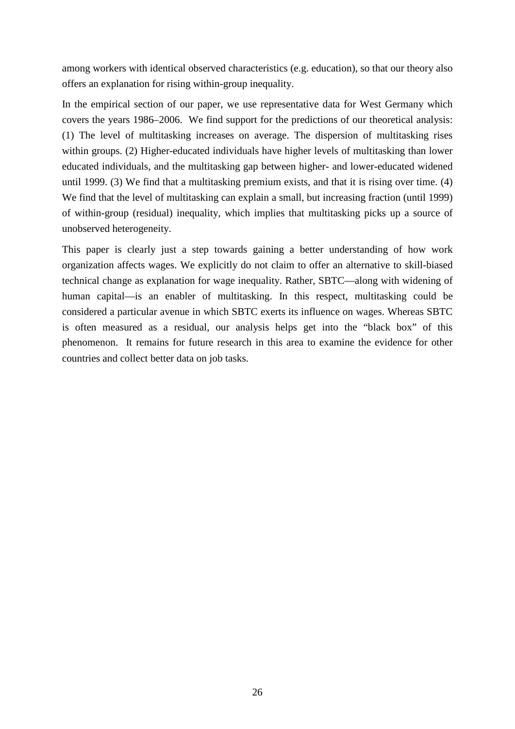among workers with identical observed characteristics (e.g. education), so that our theory also offers an explanation for rising within-group inequality.

In the empirical section of our paper, we use representative data for West Germany which covers the years 1986–2006. We find support for the predictions of our theoretical analysis: (1) The level of multitasking increases on average. The dispersion of multitasking rises within groups. (2) Higher-educated individuals have higher levels of multitasking than lower educated individuals, and the multitasking gap between higher- and lower-educated widened until 1999. (3) We find that a multitasking premium exists, and that it is rising over time. (4) We find that the level of multitasking can explain a small, but increasing fraction (until 1999) of within-group (residual) inequality, which implies that multitasking picks up a source of unobserved heterogeneity.

This paper is clearly just a step towards gaining a better understanding of how work organization affects wages. We explicitly do not claim to offer an alternative to skill-biased technical change as explanation for wage inequality. Rather, SBTC—along with widening of human capital—is an enabler of multitasking. In this respect, multitasking could be considered a particular avenue in which SBTC exerts its influence on wages. Whereas SBTC is often measured as a residual, our analysis helps get into the "black box" of this phenomenon. It remains for future research in this area to examine the evidence for other countries and collect better data on job tasks.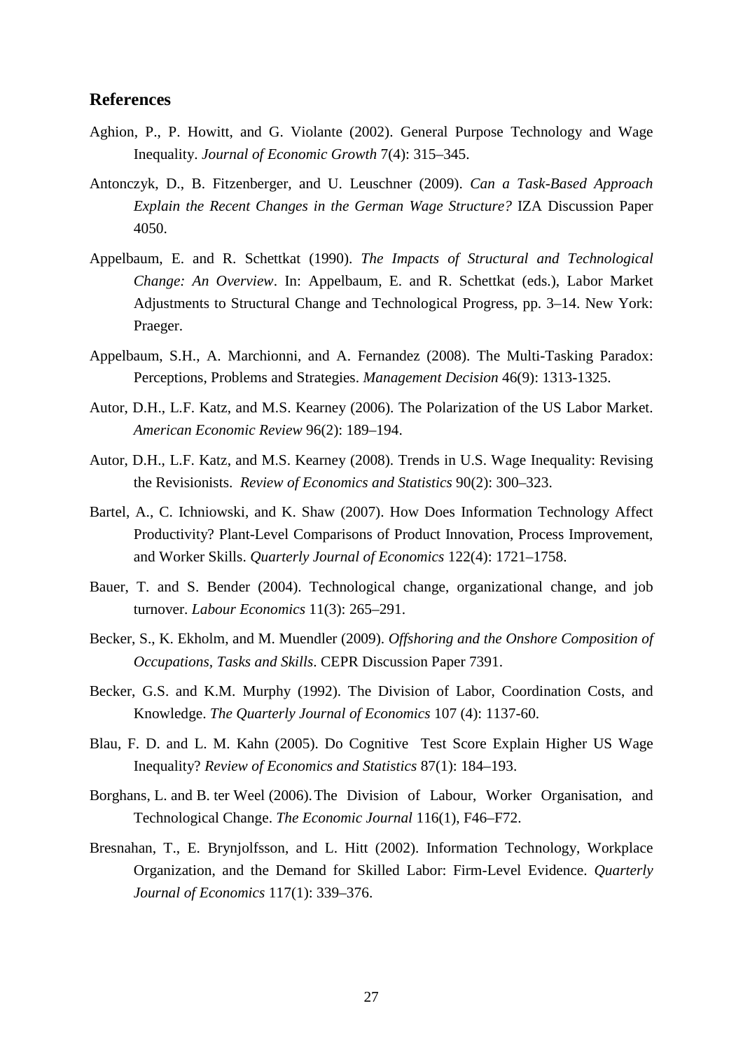## References

Aghion, P., P. Howitt, and G. Violante (2002). General Purpose Technology and Wage Inequality. *Journal of Economic Growth* 7(4): 315–345.

Antonczyk, D., B. Fitzenberger, and U. Leuschner (2009). *Can a Task-Based Approach Explain the Recent Changes in the German Wage Structure?* IZA Discussion Paper 4050.

Appelbaum, E. and R. Schettkat (1990). *The Impacts of Structural and Technological Change: An Overview*. In: Appelbaum, E. and R. Schettkat (eds.), Labor Market Adjustments to Structural Change and Technological Progress, pp. 3–14. New York: Praeger.

Appelbaum, S.H., A. Marchionni, and A. Fernandez (2008). The Multi-Tasking Paradox: Perceptions, Problems and Strategies. *Management Decision* 46(9): 1313-1325.

Autor, D.H., L.F. Katz, and M.S. Kearney (2006). The Polarization of the US Labor Market. *American Economic Review* 96(2): 189–194.

Autor, D.H., L.F. Katz, and M.S. Kearney (2008). Trends in U.S. Wage Inequality: Revising the Revisionists. *Review of Economics and Statistics* 90(2): 300–323.

Bartel, A., C. Ichniowski, and K. Shaw (2007). How Does Information Technology Affect Productivity? Plant-Level Comparisons of Product Innovation, Process Improvement, and Worker Skills. *Quarterly Journal of Economics* 122(4): 1721–1758.

Bauer, T. and S. Bender (2004). Technological change, organizational change, and job turnover. *Labour Economics* 11(3): 265–291.

Becker, S., K. Ekholm, and M. Muendler (2009). *Offshoring and the Onshore Composition of Occupations, Tasks and Skills*. CEPR Discussion Paper 7391.

Becker, G.S. and K.M. Murphy (1992). The Division of Labor, Coordination Costs, and Knowledge. *The Quarterly Journal of Economics* 107 (4): 1137-60.

Blau, F. D. and L. M. Kahn (2005). Do Cognitive Test Score Explain Higher US Wage Inequality? *Review of Economics and Statistics* 87(1): 184–193.

Borghans, L. and B. ter Weel (2006). The Division of Labour, Worker Organisation, and Technological Change. *The Economic Journal* 116(1), F46–F72.

Bresnahan, T., E. Brynjolfsson, and L. Hitt (2002). Information Technology, Workplace Organization, and the Demand for Skilled Labor: Firm-Level Evidence. *Quarterly Journal of Economics* 117(1): 339–376.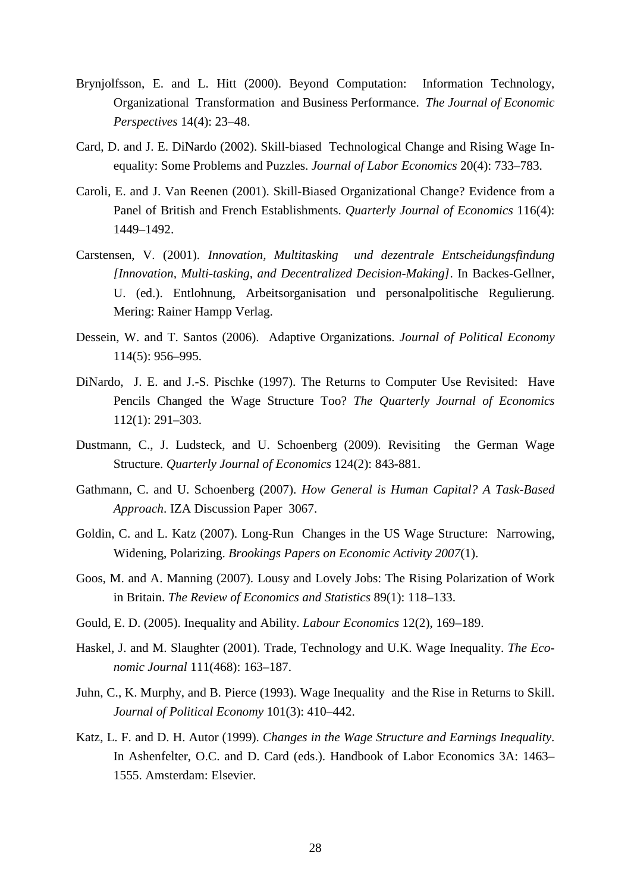Brynjolfsson, E. and L. Hitt (2000). Beyond Computation: Information Technology, Organizational Transformation and Business Performance. *The Journal of Economic Perspectives* 14(4): 23–48.

Card, D. and J. E. DiNardo (2002). Skill-biased Technological Change and Rising Wage Inequality: Some Problems and Puzzles. *Journal of Labor Economics* 20(4): 733–783.

Caroli, E. and J. Van Reenen (2001). Skill-Biased Organizational Change? Evidence from a Panel of British and French Establishments. *Quarterly Journal of Economics* 116(4): 1449–1492.

Carstensen, V. (2001). *Innovation, Multitasking und dezentrale Entscheidungsfindung [Innovation, Multi-tasking, and Decentralized Decision-Making]*. In Backes-Gellner, U. (ed.). Entlohnung, Arbeitsorganisation und personalpolitische Regulierung. Mering: Rainer Hampp Verlag.

Dessein, W. and T. Santos (2006). Adaptive Organizations. *Journal of Political Economy* 114(5): 956–995.

DiNardo, J. E. and J.-S. Pischke (1997). The Returns to Computer Use Revisited: Have Pencils Changed the Wage Structure Too? *The Quarterly Journal of Economics* 112(1): 291–303.

Dustmann, C., J. Ludsteck, and U. Schoenberg (2009). Revisiting the German Wage Structure. *Quarterly Journal of Economics* 124(2): 843-881.

Gathmann, C. and U. Schoenberg (2007). *How General is Human Capital? A Task-Based Approach*. IZA Discussion Paper 3067.

Goldin, C. and L. Katz (2007). Long-Run Changes in the US Wage Structure: Narrowing, Widening, Polarizing. *Brookings Papers on Economic Activity 2007*(1).

Goos, M. and A. Manning (2007). Lousy and Lovely Jobs: The Rising Polarization of Work in Britain. *The Review of Economics and Statistics* 89(1): 118–133.

Gould, E. D. (2005). Inequality and Ability. *Labour Economics* 12(2), 169–189.

Haskel, J. and M. Slaughter (2001). Trade, Technology and U.K. Wage Inequality. *The Economic Journal* 111(468): 163–187.

Juhn, C., K. Murphy, and B. Pierce (1993). Wage Inequality and the Rise in Returns to Skill. *Journal of Political Economy* 101(3): 410–442.

Katz, L. F. and D. H. Autor (1999). *Changes in the Wage Structure and Earnings Inequality*. In Ashenfelter, O.C. and D. Card (eds.). Handbook of Labor Economics 3A: 1463–1555. Amsterdam: Elsevier.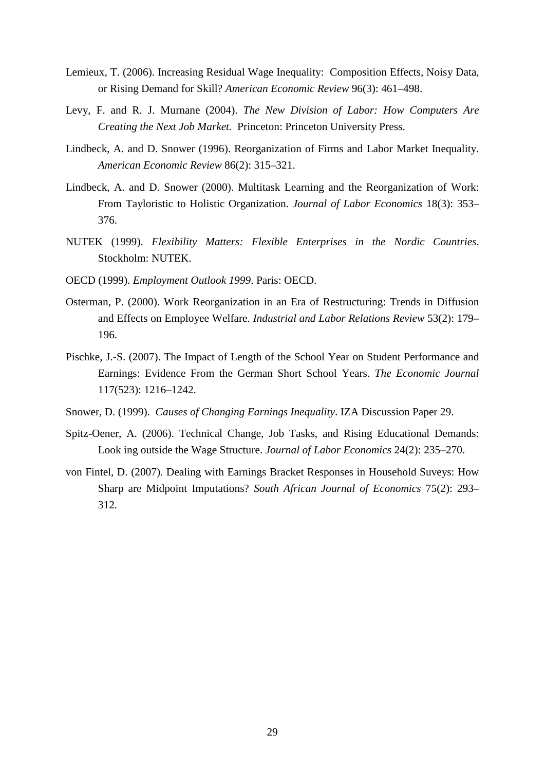Lemieux, T. (2006). Increasing Residual Wage Inequality: Composition Effects, Noisy Data, or Rising Demand for Skill? *American Economic Review* 96(3): 461–498.

Levy, F. and R. J. Murnane (2004). *The New Division of Labor: How Computers Are Creating the Next Job Market.* Princeton: Princeton University Press.

Lindbeck, A. and D. Snower (1996). Reorganization of Firms and Labor Market Inequality. *American Economic Review* 86(2): 315–321.

Lindbeck, A. and D. Snower (2000). Multitask Learning and the Reorganization of Work: From Tayloristic to Holistic Organization. *Journal of Labor Economics* 18(3): 353–376.

NUTEK (1999). *Flexibility Matters: Flexible Enterprises in the Nordic Countries*. Stockholm: NUTEK.

OECD (1999). *Employment Outlook 1999*. Paris: OECD.

Osterman, P. (2000). Work Reorganization in an Era of Restructuring: Trends in Diffusion and Effects on Employee Welfare. *Industrial and Labor Relations Review* 53(2): 179–196.

Pischke, J.-S. (2007). The Impact of Length of the School Year on Student Performance and Earnings: Evidence From the German Short School Years. *The Economic Journal* 117(523): 1216–1242.

Snower, D. (1999). *Causes of Changing Earnings Inequality*. IZA Discussion Paper 29.

Spitz-Oener, A. (2006). Technical Change, Job Tasks, and Rising Educational Demands: Look ing outside the Wage Structure. *Journal of Labor Economics* 24(2): 235–270.

von Fintel, D. (2007). Dealing with Earnings Bracket Responses in Household Suveys: How Sharp are Midpoint Imputations? *South African Journal of Economics* 75(2): 293–312.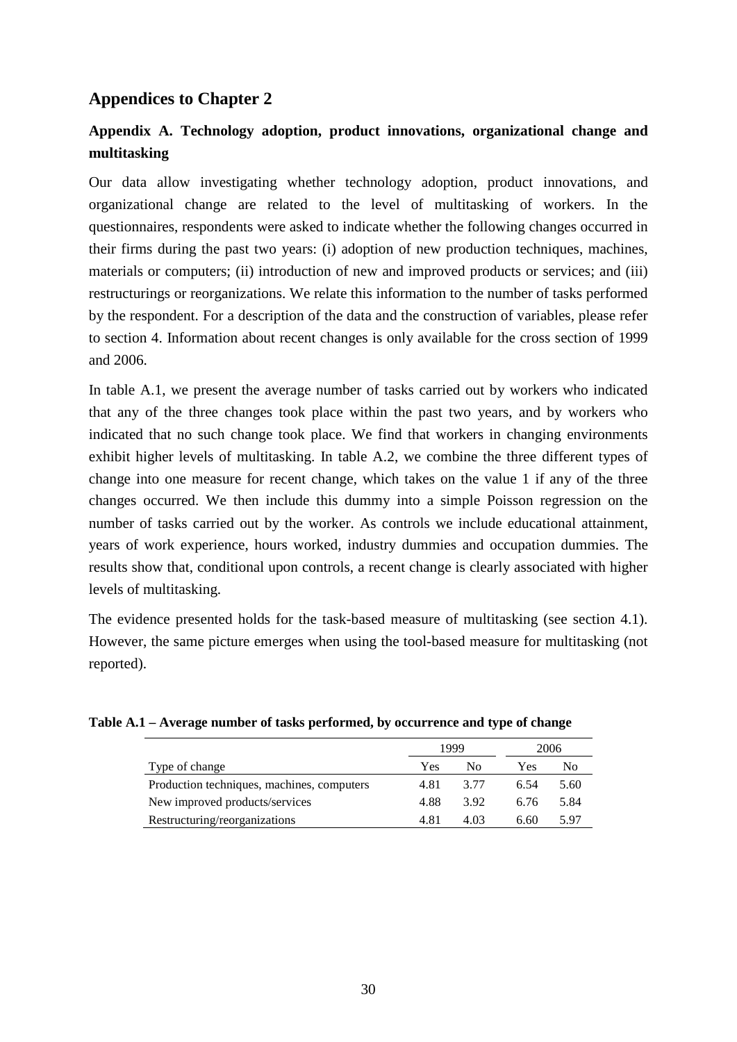## Appendices to Chapter 2

### Appendix A. Technology adoption, product innovations, organizational change and multitasking

Our data allow investigating whether technology adoption, product innovations, and organizational change are related to the level of multitasking of workers. In the questionnaires, respondents were asked to indicate whether the following changes occurred in their firms during the past two years: (i) adoption of new production techniques, machines, materials or computers; (ii) introduction of new and improved products or services; and (iii) restructurings or reorganizations. We relate this information to the number of tasks performed by the respondent. For a description of the data and the construction of variables, please refer to section 4. Information about recent changes is only available for the cross section of 1999 and 2006.

In table A.1, we present the average number of tasks carried out by workers who indicated that any of the three changes took place within the past two years, and by workers who indicated that no such change took place. We find that workers in changing environments exhibit higher levels of multitasking. In table A.2, we combine the three different types of change into one measure for recent change, which takes on the value 1 if any of the three changes occurred. We then include this dummy into a simple Poisson regression on the number of tasks carried out by the worker. As controls we include educational attainment, years of work experience, hours worked, industry dummies and occupation dummies. The results show that, conditional upon controls, a recent change is clearly associated with higher levels of multitasking.

The evidence presented holds for the task-based measure of multitasking (see section 4.1). However, the same picture emerges when using the tool-based measure for multitasking (not reported).

**Table A.1 – Average number of tasks performed, by occurrence and type of change**

| | 1999 | | 2006 | |
|---|---|---|---|---|
| Type of change | Yes | No | Yes | No |
| Production techniques, machines, computers | 4.81 | 3.77 | 6.54 | 5.60 |
| New improved products/services | 4.88 | 3.92 | 6.76 | 5.84 |
| Restructuring/reorganizations | 4.81 | 4.03 | 6.60 | 5.97 |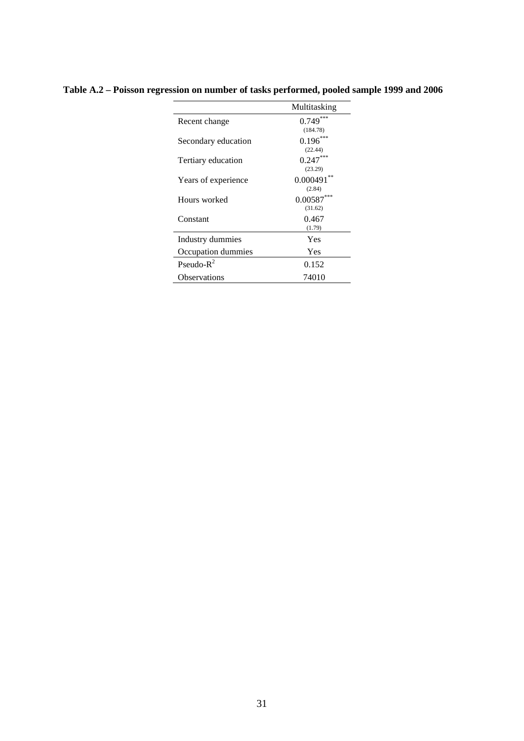**Table A.2 – Poisson regression on number of tasks performed, pooled sample 1999 and 2006**

| | Multitasking |
|---|---|
| Recent change | 0.749*** |
| | (184.78) |
| Secondary education | 0.196*** |
| | (22.44) |
| Tertiary education | 0.247*** |
| | (23.29) |
| Years of experience | 0.000491** |
| | (2.84) |
| Hours worked | 0.00587*** |
| | (31.62) |
| Constant | 0.467 |
| | (1.79) |
| Industry dummies | Yes |
| Occupation dummies | Yes |
| Pseudo-$R^2$ | 0.152 |
| Observations | 74010 |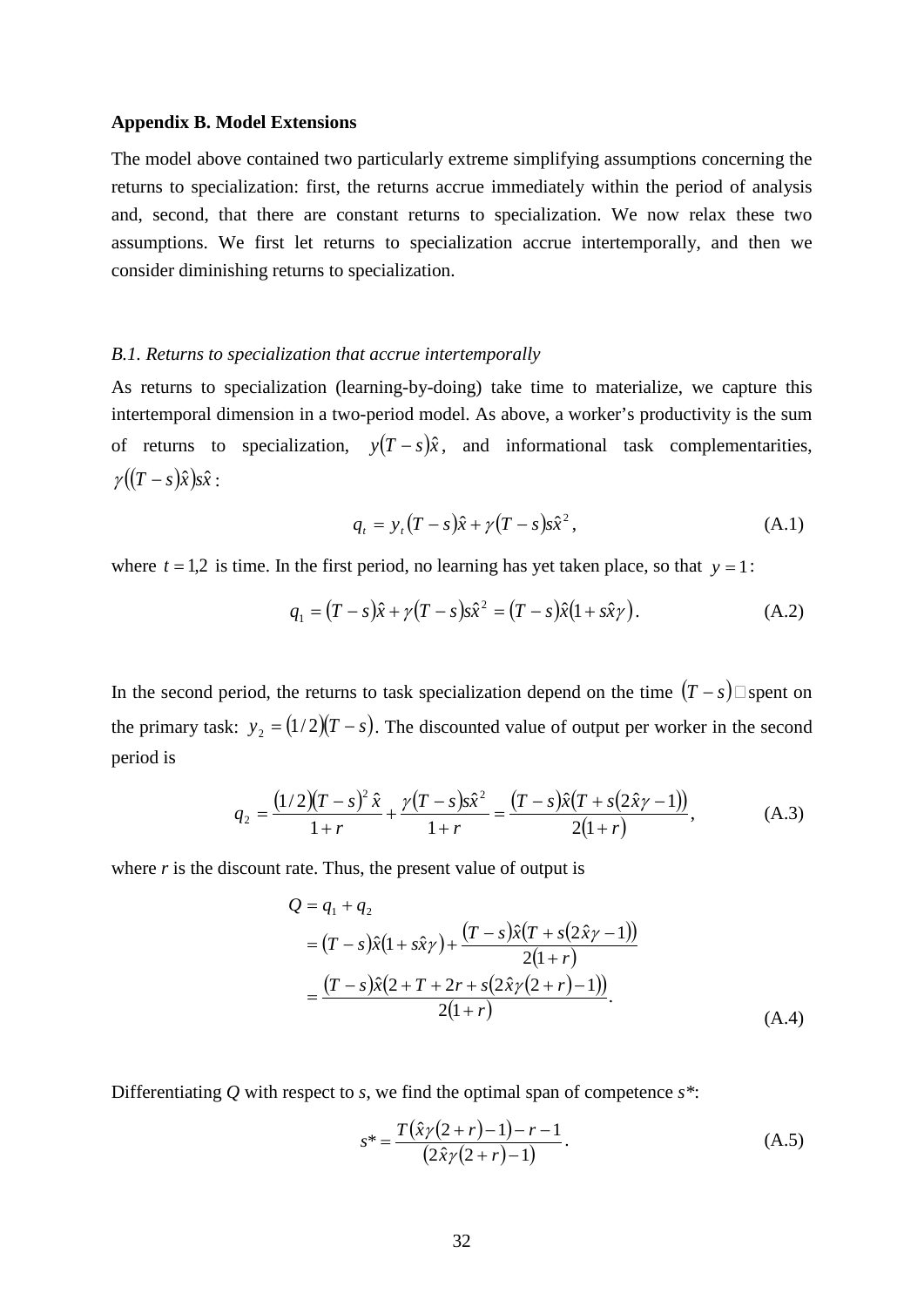**Appendix B. Model Extensions**

The model above contained two particularly extreme simplifying assumptions concerning the returns to specialization: first, the returns accrue immediately within the period of analysis and, second, that there are constant returns to specialization. We now relax these two assumptions. We first let returns to specialization accrue intertemporally, and then we consider diminishing returns to specialization.

*B.1. Returns to specialization that accrue intertemporally*

As returns to specialization (learning-by-doing) take time to materialize, we capture this intertemporal dimension in a two-period model. As above, a worker's productivity is the sum of returns to specialization, $y(T-s)\hat{x}$, and informational task complementarities, $\gamma((T-s)\hat{x})s\hat{x}$:

$$q_t = y_t(T-s)\hat{x} + \gamma(T-s)s\hat{x}^2, \tag{A.1}$$

where $t = 1,2$ is time. In the first period, no learning has yet taken place, so that $y = 1$:

$$q_1 = (T-s)\hat{x} + \gamma(T-s)s\hat{x}^2 = (T-s)\hat{x}(1+s\hat{x}\gamma). \tag{A.2}$$

In the second period, the returns to task specialization depend on the time $(T-s)$ spent on the primary task: $y_2 = (1/2)(T-s)$. The discounted value of output per worker in the second period is

$$q_2 = \frac{(1/2)(T-s)^2\hat{x}}{1+r} + \frac{\gamma(T-s)s\hat{x}^2}{1+r} = \frac{(T-s)\hat{x}(T+s(2\hat{x}\gamma-1))}{2(1+r)}, \tag{A.3}$$

where *r* is the discount rate. Thus, the present value of output is

$$\begin{aligned}
Q &= q_1 + q_2 \\
&= (T-s)\hat{x}(1+s\hat{x}\gamma) + \frac{(T-s)\hat{x}(T+s(2\hat{x}\gamma-1))}{2(1+r)} \\
&= \frac{(T-s)\hat{x}(2+T+2r+s(2\hat{x}\gamma(2+r)-1))}{2(1+r)}.
\end{aligned} \tag{A.4}$$

Differentiating $Q$ with respect to $s$, we find the optimal span of competence $s^*$:

$$s^* = \frac{T(\hat{x}\gamma(2+r)-1)-r-1}{(2\hat{x}\gamma(2+r)-1)}. \tag{A.5}$$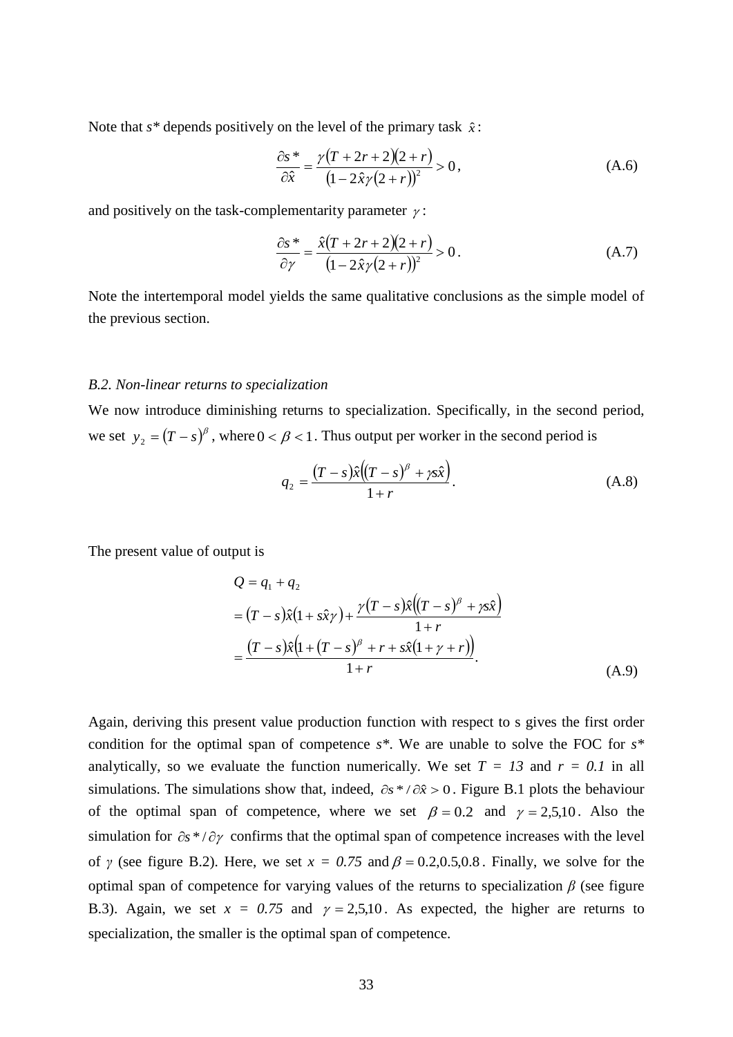Note that $s^*$ depends positively on the level of the primary task $\hat{x}$:

$$\frac{\partial s^*}{\partial \hat{x}} = \frac{\gamma(T + 2r + 2)(2 + r)}{(1 - 2\hat{x}\gamma(2 + r))^2} > 0, \tag{A.6}$$

and positively on the task-complementarity parameter $\gamma$:

$$\frac{\partial s^*}{\partial \gamma} = \frac{\hat{x}(T + 2r + 2)(2 + r)}{(1 - 2\hat{x}\gamma(2 + r))^2} > 0. \tag{A.7}$$

Note the intertemporal model yields the same qualitative conclusions as the simple model of the previous section.

### *B.2. Non-linear returns to specialization*

We now introduce diminishing returns to specialization. Specifically, in the second period, we set $y_2 = (T - s)^\beta$, where $0 < \beta < 1$. Thus output per worker in the second period is

$$q_2 = \frac{(T - s)\hat{x}\left((T - s)^\beta + \gamma s \hat{x}\right)}{1 + r}. \tag{A.8}$$

The present value of output is

$$\begin{aligned}
Q &= q_1 + q_2 \\
&= (T - s)\hat{x}(1 + s\hat{x}\gamma) + \frac{\gamma(T - s)\hat{x}\left((T - s)^\beta + \gamma s \hat{x}\right)}{1 + r} \\
&= \frac{(T - s)\hat{x}\left(1 + (T - s)^\beta + r + s\hat{x}(1 + \gamma + r)\right)}{1 + r}.
\end{aligned} \tag{A.9}$$

Again, deriving this present value production function with respect to s gives the first order condition for the optimal span of competence $s^*$. We are unable to solve the FOC for $s^*$ analytically, so we evaluate the function numerically. We set $T = 13$ and $r = 0.1$ in all simulations. The simulations show that, indeed, $\partial s^* / \partial \hat{x} > 0$. Figure B.1 plots the behaviour of the optimal span of competence, where we set $\beta = 0.2$ and $\gamma = 2,5,10$. Also the simulation for $\partial s^* / \partial \gamma$ confirms that the optimal span of competence increases with the level of $\gamma$ (see figure B.2). Here, we set $x = 0.75$ and $\beta = 0.2, 0.5, 0.8$. Finally, we solve for the optimal span of competence for varying values of the returns to specialization $\beta$ (see figure B.3). Again, we set $x = 0.75$ and $\gamma = 2,5,10$. As expected, the higher are returns to specialization, the smaller is the optimal span of competence.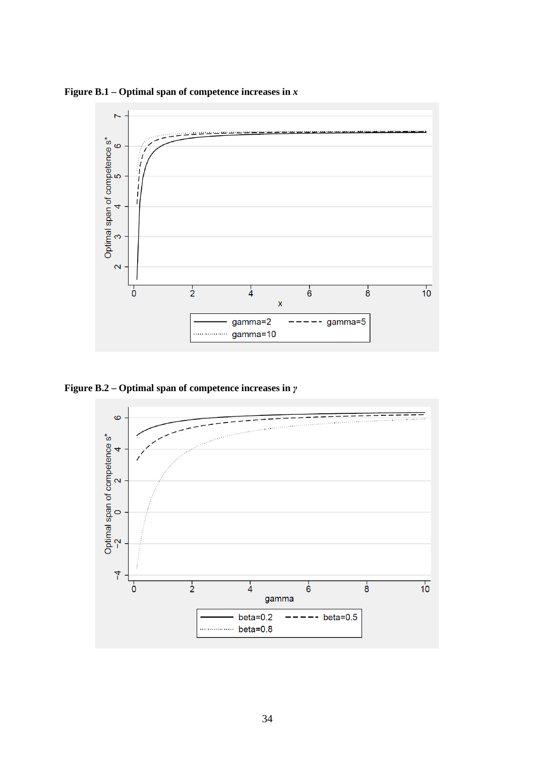**Figure B.1 – Optimal span of competence increases in *x***

Optimal span of competence s*

7
6
5
4
3
2

0 2 4 6 8 10

x

gamma=2
gamma=5
gamma=10

**Figure B.2 – Optimal span of competence increases in *γ***

Optimal span of competence s*

6
4
2
0
−2
−4

0 2 4 6 8 10

gamma

beta=0.2
beta=0.5
beta=0.8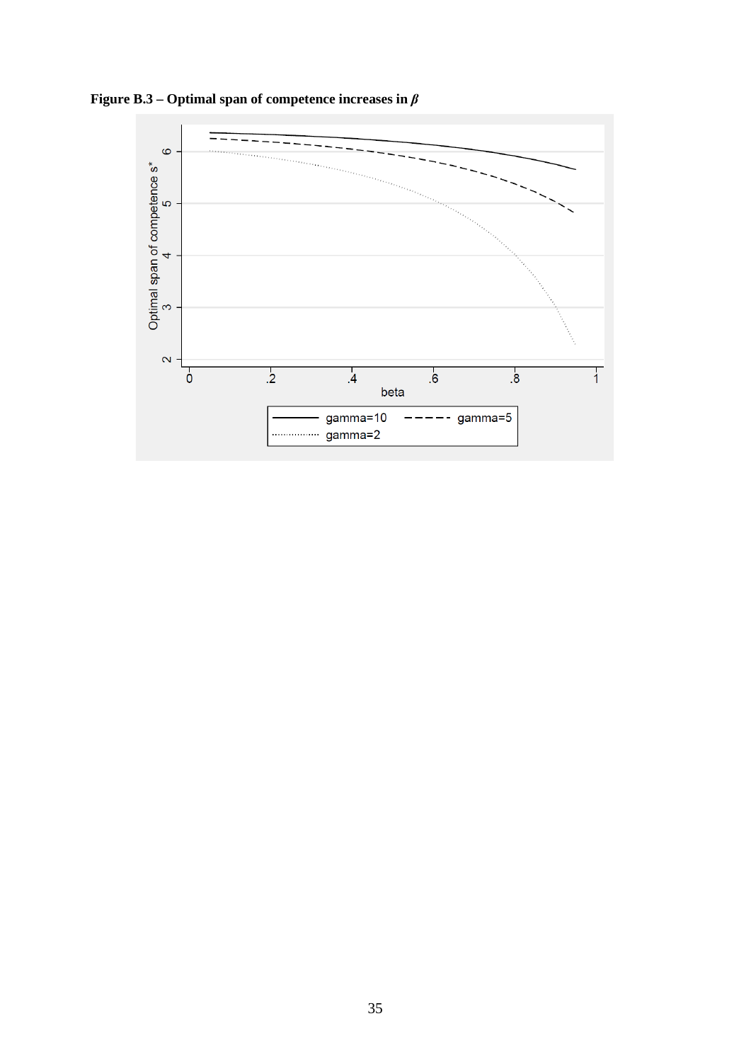**Figure B.3 – Optimal span of competence increases in $\beta$**

Optimal span of competence s*

2
3
4
5
6

0
.2
.4
.6
.8
1

beta

gamma=10
gamma=5
gamma=2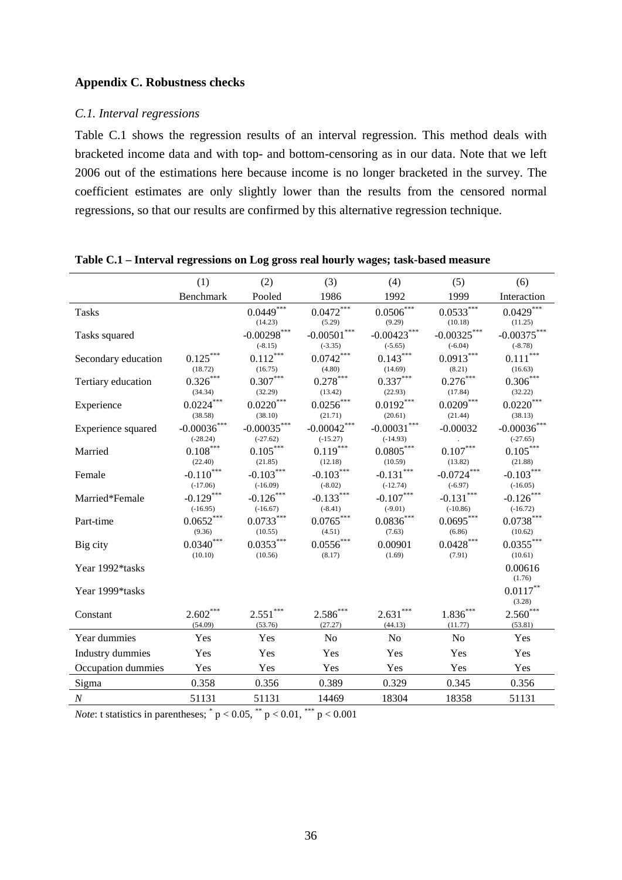## Appendix C. Robustness checks

### *C.1. Interval regressions*

Table C.1 shows the regression results of an interval regression. This method deals with bracketed income data and with top- and bottom-censoring as in our data. Note that we left 2006 out of the estimations here because income is no longer bracketed in the survey. The coefficient estimates are only slightly lower than the results from the censored normal regressions, so that our results are confirmed by this alternative regression technique.

**Table C.1 – Interval regressions on Log gross real hourly wages; task-based measure**

| | (1) | (2) | (3) | (4) | (5) | (6) |
|---|---|---|---|---|---|---|
| | Benchmark | Pooled | 1986 | 1992 | 1999 | Interaction |
| Tasks | | 0.0449*** (14.23) | 0.0472*** (5.29) | 0.0506*** (9.29) | 0.0533*** (10.18) | 0.0429*** (11.25) |
| Tasks squared | | -0.00298*** (-8.15) | -0.00501*** (-3.35) | -0.00423*** (-5.65) | -0.00325*** (-6.04) | -0.00375*** (-8.78) |
| Secondary education | 0.125*** (18.72) | 0.112*** (16.75) | 0.0742*** (4.80) | 0.143*** (14.69) | 0.0913*** (8.21) | 0.111*** (16.63) |
| Tertiary education | 0.326*** (34.34) | 0.307*** (32.29) | 0.278*** (13.42) | 0.337*** (22.93) | 0.276*** (17.84) | 0.306*** (32.22) |
| Experience | 0.0224*** (38.58) | 0.0220*** (38.10) | 0.0256*** (21.71) | 0.0192*** (20.61) | 0.0209*** (21.44) | 0.0220*** (38.13) |
| Experience squared | -0.00036*** (-28.24) | -0.00035*** (-27.62) | -0.00042*** (-15.27) | -0.00031*** (-14.93) | -0.00032 (.) | -0.00036*** (-27.65) |
| Married | 0.108*** (22.40) | 0.105*** (21.85) | 0.119*** (12.18) | 0.0805*** (10.59) | 0.107*** (13.82) | 0.105*** (21.88) |
| Female | -0.110*** (-17.06) | -0.103*** (-16.09) | -0.103*** (-8.02) | -0.131*** (-12.74) | -0.0724*** (-6.97) | -0.103*** (-16.05) |
| Married*Female | -0.129*** (-16.95) | -0.126*** (-16.67) | -0.133*** (-8.41) | -0.107*** (-9.01) | -0.131*** (-10.86) | -0.126*** (-16.72) |
| Part-time | 0.0652*** (9.36) | 0.0733*** (10.55) | 0.0765*** (4.51) | 0.0836*** (7.63) | 0.0695*** (6.86) | 0.0738*** (10.62) |
| Big city | 0.0340*** (10.10) | 0.0353*** (10.56) | 0.0556*** (8.17) | 0.00901 (1.69) | 0.0428*** (7.91) | 0.0355*** (10.61) |
| Year 1992*tasks | | | | | | 0.00616 (1.76) |
| Year 1999*tasks | | | | | | 0.0117** (3.28) |
| Constant | 2.602*** (54.09) | 2.551*** (53.76) | 2.586*** (27.27) | 2.631*** (44.13) | 1.836*** (11.77) | 2.560*** (53.81) |
| Year dummies | Yes | Yes | No | No | No | Yes |
| Industry dummies | Yes | Yes | Yes | Yes | Yes | Yes |
| Occupation dummies | Yes | Yes | Yes | Yes | Yes | Yes |
| Sigma | 0.358 | 0.356 | 0.389 | 0.329 | 0.345 | 0.356 |
| *N* | 51131 | 51131 | 14469 | 18304 | 18358 | 51131 |

*Note*: t statistics in parentheses; * $p < 0.05$, ** $p < 0.01$, *** $p < 0.001$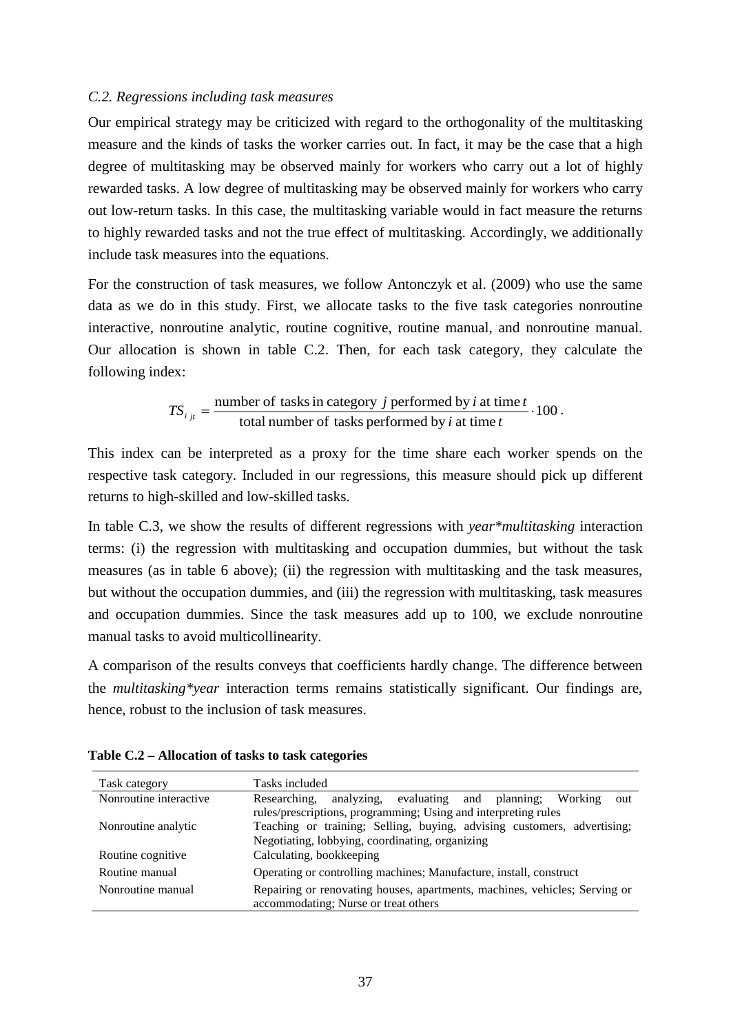*C.2. Regressions including task measures*

Our empirical strategy may be criticized with regard to the orthogonality of the multitasking measure and the kinds of tasks the worker carries out. In fact, it may be the case that a high degree of multitasking may be observed mainly for workers who carry out a lot of highly rewarded tasks. A low degree of multitasking may be observed mainly for workers who carry out low-return tasks. In this case, the multitasking variable would in fact measure the returns to highly rewarded tasks and not the true effect of multitasking. Accordingly, we additionally include task measures into the equations.

For the construction of task measures, we follow Antonczyk et al. (2009) who use the same data as we do in this study. First, we allocate tasks to the five task categories nonroutine interactive, nonroutine analytic, routine cognitive, routine manual, and nonroutine manual. Our allocation is shown in table C.2. Then, for each task category, they calculate the following index:

$$TS_{i\,jt} = \frac{\text{number of tasks in category } j \text{ performed by } i \text{ at time } t}{\text{total number of tasks performed by } i \text{ at time } t} \cdot 100 .$$

This index can be interpreted as a proxy for the time share each worker spends on the respective task category. Included in our regressions, this measure should pick up different returns to high-skilled and low-skilled tasks.

In table C.3, we show the results of different regressions with *year\*multitasking* interaction terms: (i) the regression with multitasking and occupation dummies, but without the task measures (as in table 6 above); (ii) the regression with multitasking and the task measures, but without the occupation dummies, and (iii) the regression with multitasking, task measures and occupation dummies. Since the task measures add up to 100, we exclude nonroutine manual tasks to avoid multicollinearity.

A comparison of the results conveys that coefficients hardly change. The difference between the *multitasking\*year* interaction terms remains statistically significant. Our findings are, hence, robust to the inclusion of task measures.

**Table C.2 – Allocation of tasks to task categories**

| Task category | Tasks included |
|---|---|
| Nonroutine interactive | Researching, analyzing, evaluating and planning; Working out rules/prescriptions, programming; Using and interpreting rules |
| Nonroutine analytic | Teaching or training; Selling, buying, advising customers, advertising; Negotiating, lobbying, coordinating, organizing |
| Routine cognitive | Calculating, bookkeeping |
| Routine manual | Operating or controlling machines; Manufacture, install, construct |
| Nonroutine manual | Repairing or renovating houses, apartments, machines, vehicles; Serving or accommodating; Nurse or treat others |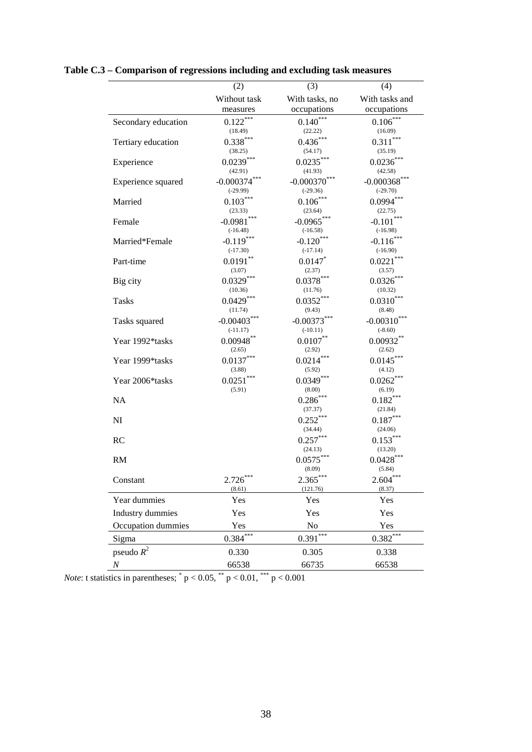**Table C.3 – Comparison of regressions including and excluding task measures**

| | (2) | (3) | (4) |
|---|---|---|---|
| | Without task measures | With tasks, no occupations | With tasks and occupations |
| Secondary education | 0.122*** | 0.140*** | 0.106*** |
| | (18.49) | (22.22) | (16.09) |
| Tertiary education | 0.338*** | 0.436*** | 0.311*** |
| | (38.25) | (54.17) | (35.19) |
| Experience | 0.0239*** | 0.0235*** | 0.0236*** |
| | (42.91) | (41.93) | (42.58) |
| Experience squared | -0.000374*** | -0.000370*** | -0.000368*** |
| | (-29.99) | (-29.36) | (-29.70) |
| Married | 0.103*** | 0.106*** | 0.0994*** |
| | (23.33) | (23.64) | (22.75) |
| Female | -0.0981*** | -0.0965*** | -0.101*** |
| | (-16.48) | (-16.58) | (-16.98) |
| Married*Female | -0.119*** | -0.120*** | -0.116*** |
| | (-17.30) | (-17.14) | (-16.90) |
| Part-time | 0.0191** | 0.0147* | 0.0221*** |
| | (3.07) | (2.37) | (3.57) |
| Big city | 0.0329*** | 0.0378*** | 0.0326*** |
| | (10.36) | (11.76) | (10.32) |
| Tasks | 0.0429*** | 0.0352*** | 0.0310*** |
| | (11.74) | (9.43) | (8.48) |
| Tasks squared | -0.00403*** | -0.00373*** | -0.00310*** |
| | (-11.17) | (-10.11) | (-8.60) |
| Year 1992*tasks | 0.00948** | 0.0107** | 0.00932** |
| | (2.65) | (2.92) | (2.62) |
| Year 1999*tasks | 0.0137*** | 0.0214*** | 0.0145*** |
| | (3.88) | (5.92) | (4.12) |
| Year 2006*tasks | 0.0251*** | 0.0349*** | 0.0262*** |
| | (5.91) | (8.00) | (6.19) |
| NA | | 0.286*** | 0.182*** |
| | | (37.37) | (21.84) |
| NI | | 0.252*** | 0.187*** |
| | | (34.44) | (24.06) |
| RC | | 0.257*** | 0.153*** |
| | | (24.13) | (13.20) |
| RM | | 0.0575*** | 0.0428*** |
| | | (8.09) | (5.84) |
| Constant | 2.726*** | 2.365*** | 2.604*** |
| | (8.61) | (121.76) | (8.37) |
| Year dummies | Yes | Yes | Yes |
| Industry dummies | Yes | Yes | Yes |
| Occupation dummies | Yes | No | Yes |
| Sigma | 0.384*** | 0.391*** | 0.382*** |
| pseudo $R^2$ | 0.330 | 0.305 | 0.338 |
| $N$ | 66538 | 66735 | 66538 |

*Note*: t statistics in parentheses; * $p < 0.05$, ** $p < 0.01$, *** $p < 0.001$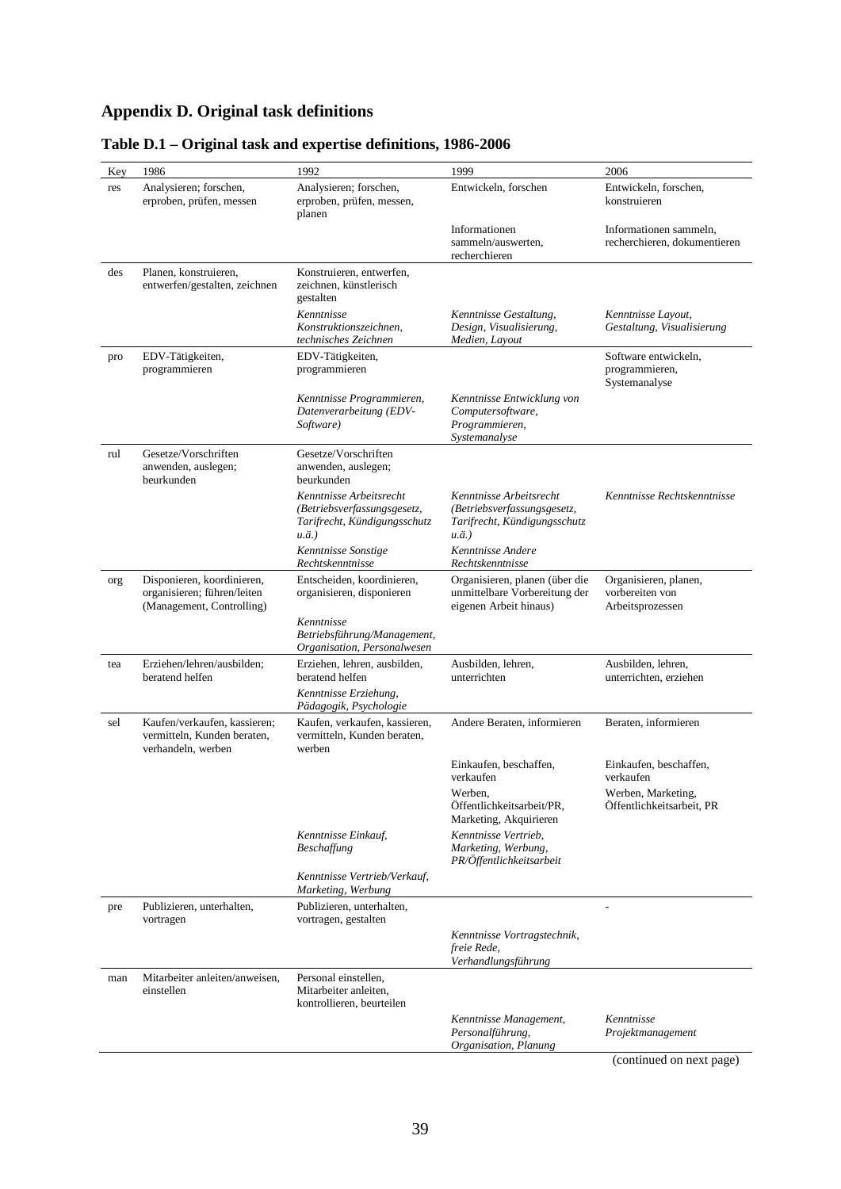## Appendix D. Original task definitions

### Table D.1 – Original task and expertise definitions, 1986-2006

| Key | 1986 | 1992 | 1999 | 2006 |
|---|---|---|---|---|
| res | Analysieren; forschen, erproben, prüfen, messen | Analysieren; forschen, erproben, prüfen, messen, planen | Entwickeln, forschen | Entwickeln, forschen, konstruieren |
| | | | Informationen sammeln/auswerten, recherchieren | Informationen sammeln, recherchieren, dokumentieren |
| des | Planen, konstruieren, entwerfen/gestalten, zeichnen | Konstruieren, entwerfen, zeichnen, künstlerisch gestalten | | |
| | | *Kenntnisse Konstruktionszeichnen, technisches Zeichnen* | *Kenntnisse Gestaltung, Design, Visualisierung, Medien, Layout* | *Kenntnisse Layout, Gestaltung, Visualisierung* |
| pro | EDV-Tätigkeiten, programmieren | EDV-Tätigkeiten, programmieren | | Software entwickeln, programmieren, Systemanalyse |
| | | *Kenntnisse Programmieren, Datenverarbeitung (EDV-Software)* | *Kenntnisse Entwicklung von Computersoftware, Programmieren, Systemanalyse* | |
| rul | Gesetze/Vorschriften anwenden, auslegen; beurkunden | Gesetze/Vorschriften anwenden, auslegen; beurkunden | | |
| | | *Kenntnisse Arbeitsrecht (Betriebsverfassungsgesetz, Tarifrecht, Kündigungsschutz u.ä.)* | *Kenntnisse Arbeitsrecht (Betriebsverfassungsgesetz, Tarifrecht, Kündigungsschutz u.ä.)* | *Kenntnisse Rechtskenntnisse* |
| | | *Kenntnisse Sonstige Rechtskenntnisse* | *Kenntnisse Andere Rechtskenntnisse* | |
| org | Disponieren, koordinieren, organisieren; führen/leiten (Management, Controlling) | Entscheiden, koordinieren, organisieren, disponieren | Organisieren, planen (über die unmittelbare Vorbereitung der eigenen Arbeit hinaus) | Organisieren, planen, vorbereiten von Arbeitsprozessen |
| | | *Kenntnisse Betriebsführung/Management, Organisation, Personalwesen* | | |
| tea | Erziehen/lehren/ausbilden; beratend helfen | Erziehen, lehren, ausbilden, beratend helfen | Ausbilden, lehren, unterrichten | Ausbilden, lehren, unterrichten, erziehen |
| | | *Kenntnisse Erziehung, Pädagogik, Psychologie* | | |
| sel | Kaufen/verkaufen, kassieren; vermitteln, Kunden beraten, verhandeln, werben | Kaufen, verkaufen, kassieren, vermitteln, Kunden beraten, werben | Andere Beraten, informieren | Beraten, informieren |
| | | | Einkaufen, beschaffen, verkaufen | Einkaufen, beschaffen, verkaufen |
| | | | Werben, Öffentlichkeitsarbeit/PR, Marketing, Akquirieren | Werben, Marketing, Öffentlichkeitsarbeit, PR |
| | | *Kenntnisse Einkauf, Beschaffung* | *Kenntnisse Vertrieb, Marketing, Werbung, PR/Öffentlichkeitsarbeit* | |
| | | *Kenntnisse Vertrieb/Verkauf, Marketing, Werbung* | | |
| pre | Publizieren, unterhalten, vortragen | Publizieren, unterhalten, vortragen, gestalten | | - |
| | | | *Kenntnisse Vortragstechnik, freie Rede, Verhandlungsführung* | |
| man | Mitarbeiter anleiten/anweisen, einstellen | Personal einstellen, Mitarbeiter anleiten, kontrollieren, beurteilen | | |
| | | | *Kenntnisse Management, Personalführung, Organisation, Planung* | *Kenntnisse Projektmanagement* |

(continued on next page)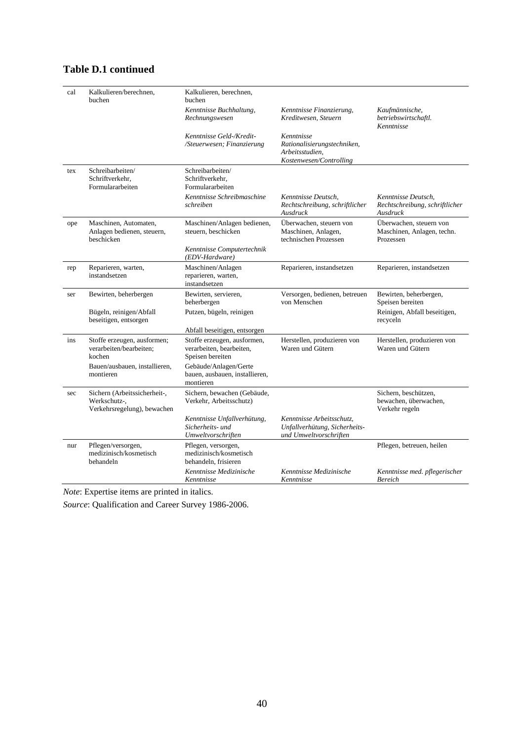**Table D.1 continued**

| | | | | |
|---|---|---|---|---|
| cal | Kalkulieren/berechnen, buchen | Kalkulieren, berechnen, buchen | | |
| | | *Kenntnisse Buchhaltung, Rechnungswesen* | *Kenntnisse Finanzierung, Kreditwesen, Steuern* | *Kaufmännische, betriebswirtschaftl. Kenntnisse* |
| | | *Kenntnisse Geld-/Kredit-/Steuerwesen; Finanzierung* | *Kenntnisse Rationalisierungstechniken, Arbeitsstudien, Kostenwesen/Controlling* | |
| tex | Schreibarbeiten/ Schriftverkehr, Formulararbeiten | Schreibarbeiten/ Schriftverkehr, Formulararbeiten | | |
| | | *Kenntnisse Schreibmaschine schreiben* | *Kenntnisse Deutsch, Rechtschreibung, schriftlicher Ausdruck* | *Kenntnisse Deutsch, Rechtschreibung, schriftlicher Ausdruck* |
| ope | Maschinen, Automaten, Anlagen bedienen, steuern, beschicken | Maschinen/Anlagen bedienen, steuern, beschicken | Überwachen, steuern von Maschinen, Anlagen, technischen Prozessen | Überwachen, steuern von Maschinen, Anlagen, techn. Prozessen |
| | | *Kenntnisse Computertechnik (EDV-Hardware)* | | |
| rep | Reparieren, warten, instandsetzen | Maschinen/Anlagen reparieren, warten, instandsetzen | Reparieren, instandsetzen | Reparieren, instandsetzen |
| ser | Bewirten, beherbergen | Bewirten, servieren, beherbergen | Versorgen, bedienen, betreuen von Menschen | Bewirten, beherbergen, Speisen bereiten |
| | Bügeln, reinigen/Abfall beseitigen, entsorgen | Putzen, bügeln, reinigen | | Reinigen, Abfall beseitigen, recyceln |
| | | Abfall beseitigen, entsorgen | | |
| ins | Stoffe erzeugen, ausformen; verarbeiten/bearbeiten; kochen | Stoffe erzeugen, ausformen, verarbeiten, bearbeiten, Speisen bereiten | Herstellen, produzieren von Waren und Gütern | Herstellen, produzieren von Waren und Gütern |
| | Bauen/ausbauen, installieren, montieren | Gebäude/Anlagen/Gerte bauen, ausbauen, installieren, montieren | | |
| sec | Sichern (Arbeitssicherheit-, Werkschutz-, Verkehrsregelung), bewachen | Sichern, bewachen (Gebäude, Verkehr, Arbeitsschutz) | | Sichern, beschützen, bewachen, überwachen, Verkehr regeln |
| | | *Kenntnisse Unfallverhütung, Sicherheits- und Umweltvorschriften* | *Kenntnisse Arbeitsschutz, Unfallverhütung, Sicherheits- und Umweltvorschriften* | |
| nur | Pflegen/versorgen, medizinisch/kosmetisch behandeln | Pflegen, versorgen, medizinisch/kosmetisch behandeln, frisieren | | Pflegen, betreuen, heilen |
| | | *Kenntnisse Medizinische Kenntnisse* | *Kenntnisse Medizinische Kenntnisse* | *Kenntnisse med. pflegerischer Bereich* |

*Note*: Expertise items are printed in italics.

*Source*: Qualification and Career Survey 1986-2006.